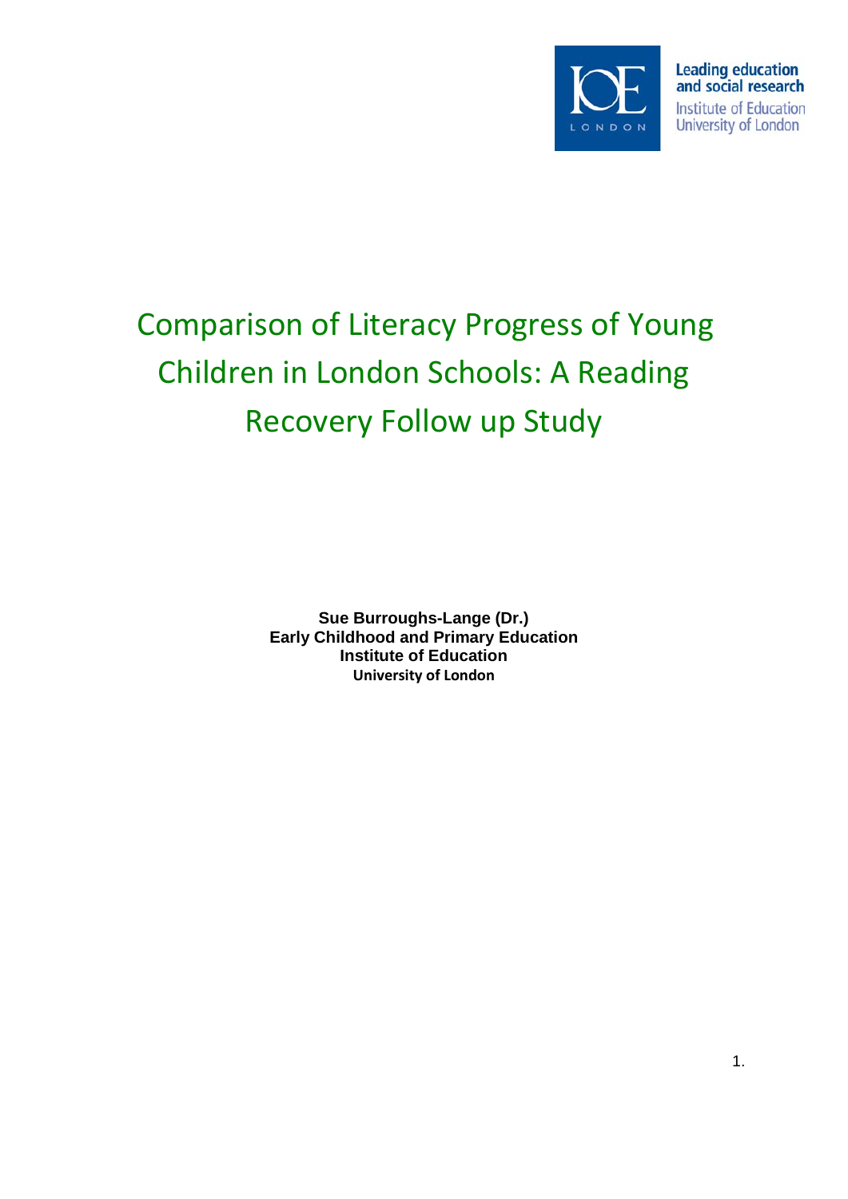Leading education and social research
Institute of Education
University of London

# Comparison of Literacy Progress of Young Children in London Schools: A Reading Recovery Follow up Study

**Sue Burroughs-Lange (Dr.)**
**Early Childhood and Primary Education**
**Institute of Education**
**University of London**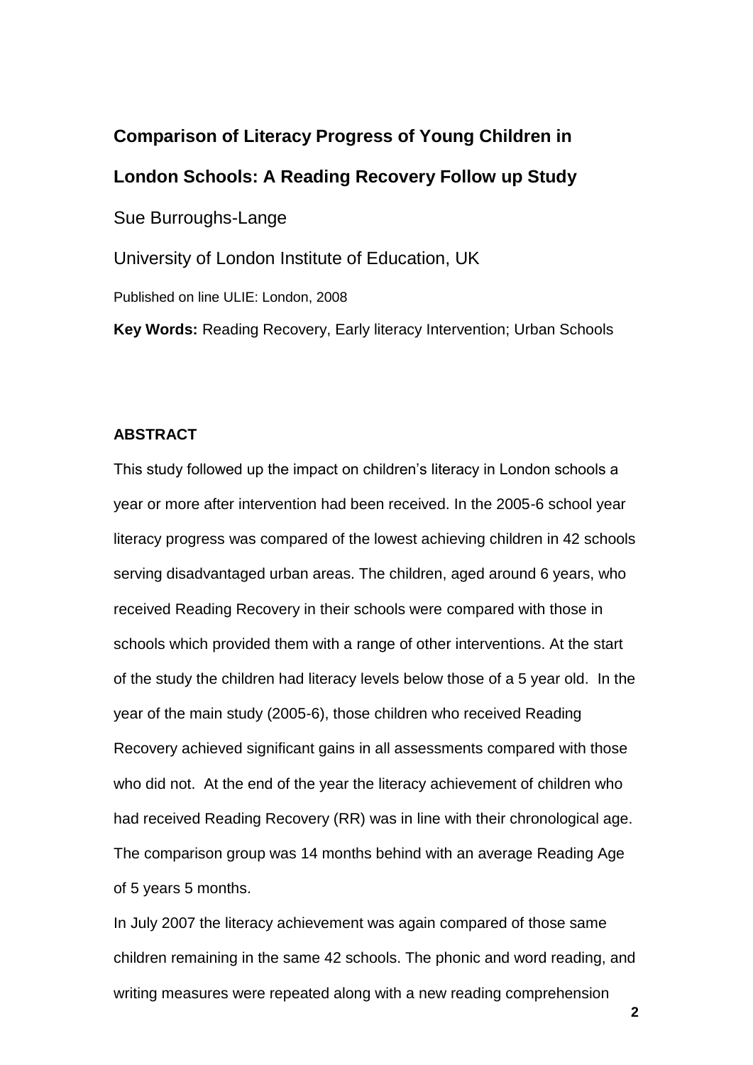**Comparison of Literacy Progress of Young Children in London Schools: A Reading Recovery Follow up Study**

Sue Burroughs-Lange

University of London Institute of Education, UK

Published on line ULIE: London, 2008

**Key Words:** Reading Recovery, Early literacy Intervention; Urban Schools

**ABSTRACT**

This study followed up the impact on children's literacy in London schools a year or more after intervention had been received. In the 2005-6 school year literacy progress was compared of the lowest achieving children in 42 schools serving disadvantaged urban areas. The children, aged around 6 years, who received Reading Recovery in their schools were compared with those in schools which provided them with a range of other interventions. At the start of the study the children had literacy levels below those of a 5 year old. In the year of the main study (2005-6), those children who received Reading Recovery achieved significant gains in all assessments compared with those who did not. At the end of the year the literacy achievement of children who had received Reading Recovery (RR) was in line with their chronological age. The comparison group was 14 months behind with an average Reading Age of 5 years 5 months.

In July 2007 the literacy achievement was again compared of those same children remaining in the same 42 schools. The phonic and word reading, and writing measures were repeated along with a new reading comprehension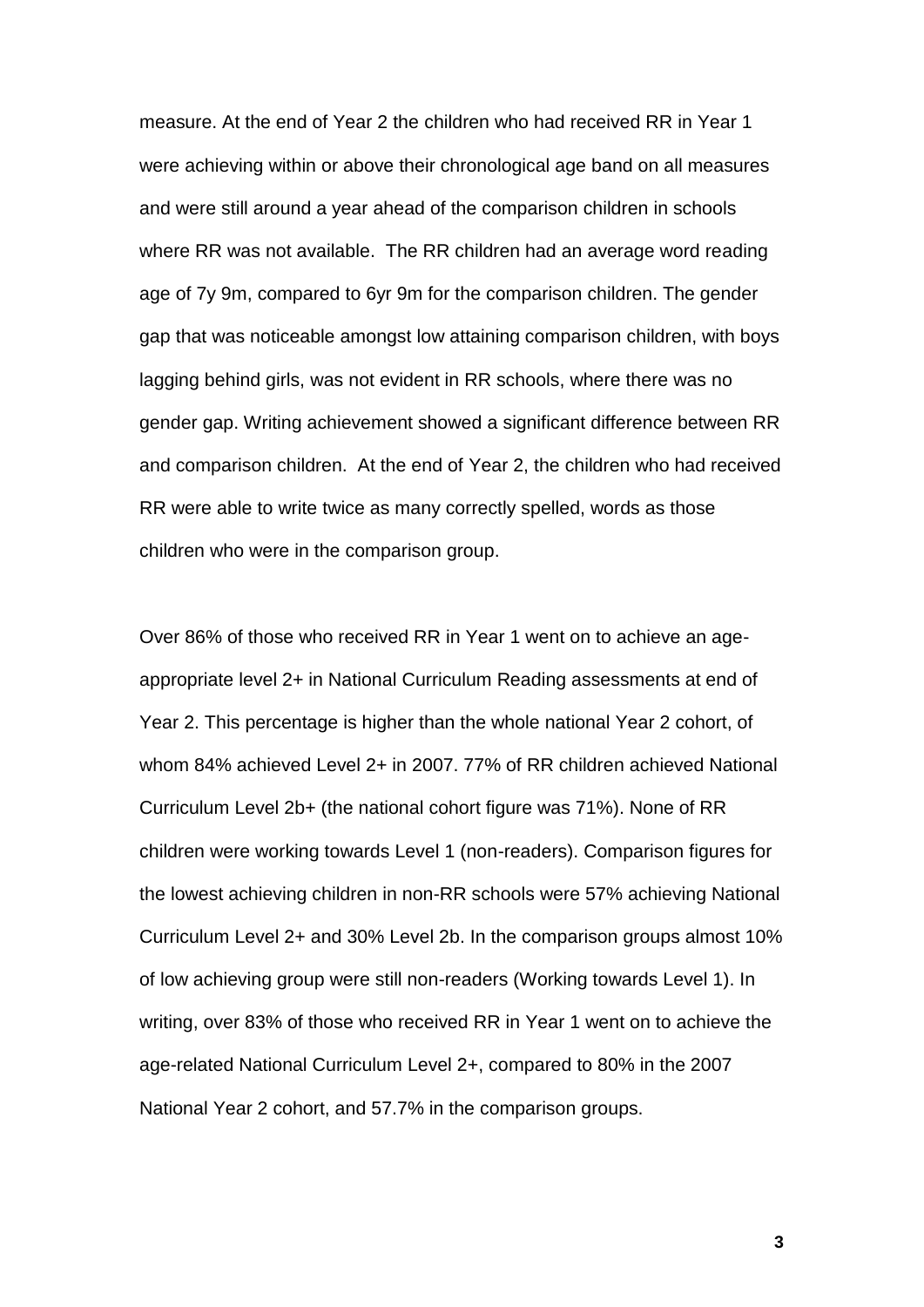measure. At the end of Year 2 the children who had received RR in Year 1 were achieving within or above their chronological age band on all measures and were still around a year ahead of the comparison children in schools where RR was not available. The RR children had an average word reading age of 7y 9m, compared to 6yr 9m for the comparison children. The gender gap that was noticeable amongst low attaining comparison children, with boys lagging behind girls, was not evident in RR schools, where there was no gender gap. Writing achievement showed a significant difference between RR and comparison children. At the end of Year 2, the children who had received RR were able to write twice as many correctly spelled, words as those children who were in the comparison group.

Over 86% of those who received RR in Year 1 went on to achieve an age-appropriate level 2+ in National Curriculum Reading assessments at end of Year 2. This percentage is higher than the whole national Year 2 cohort, of whom 84% achieved Level 2+ in 2007. 77% of RR children achieved National Curriculum Level 2b+ (the national cohort figure was 71%). None of RR children were working towards Level 1 (non-readers). Comparison figures for the lowest achieving children in non-RR schools were 57% achieving National Curriculum Level 2+ and 30% Level 2b. In the comparison groups almost 10% of low achieving group were still non-readers (Working towards Level 1). In writing, over 83% of those who received RR in Year 1 went on to achieve the age-related National Curriculum Level 2+, compared to 80% in the 2007 National Year 2 cohort, and 57.7% in the comparison groups.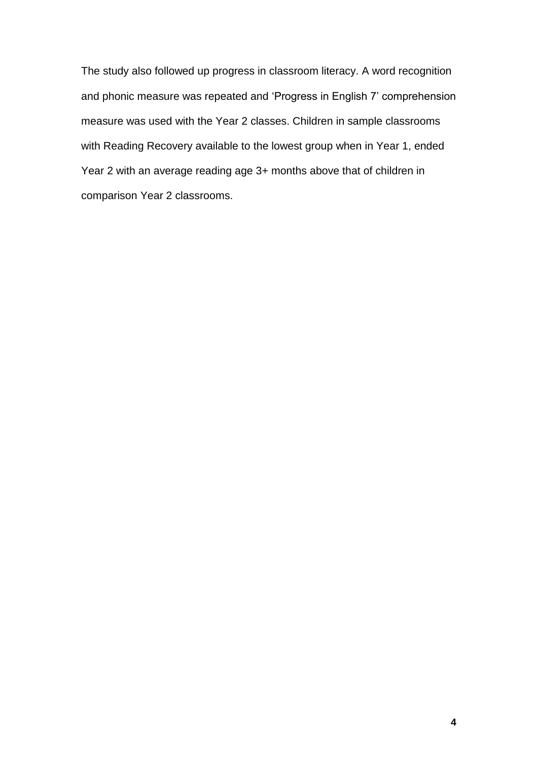The study also followed up progress in classroom literacy. A word recognition and phonic measure was repeated and 'Progress in English 7' comprehension measure was used with the Year 2 classes. Children in sample classrooms with Reading Recovery available to the lowest group when in Year 1, ended Year 2 with an average reading age 3+ months above that of children in comparison Year 2 classrooms.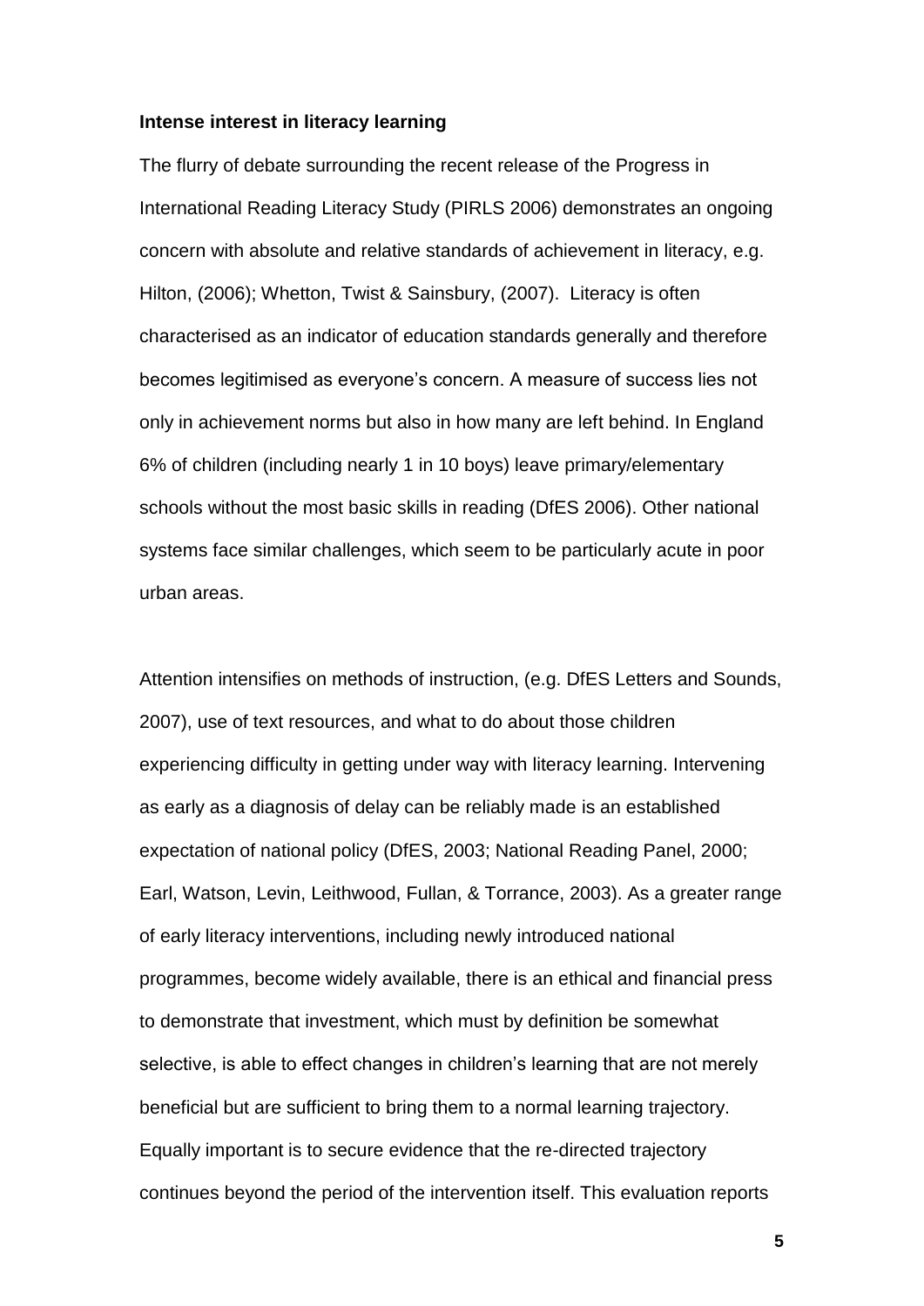**Intense interest in literacy learning**

The flurry of debate surrounding the recent release of the Progress in International Reading Literacy Study (PIRLS 2006) demonstrates an ongoing concern with absolute and relative standards of achievement in literacy, e.g. Hilton, (2006); Whetton, Twist & Sainsbury, (2007). Literacy is often characterised as an indicator of education standards generally and therefore becomes legitimised as everyone's concern. A measure of success lies not only in achievement norms but also in how many are left behind. In England 6% of children (including nearly 1 in 10 boys) leave primary/elementary schools without the most basic skills in reading (DfES 2006). Other national systems face similar challenges, which seem to be particularly acute in poor urban areas.

Attention intensifies on methods of instruction, (e.g. DfES Letters and Sounds, 2007), use of text resources, and what to do about those children experiencing difficulty in getting under way with literacy learning. Intervening as early as a diagnosis of delay can be reliably made is an established expectation of national policy (DfES, 2003; National Reading Panel, 2000; Earl, Watson, Levin, Leithwood, Fullan, & Torrance, 2003). As a greater range of early literacy interventions, including newly introduced national programmes, become widely available, there is an ethical and financial press to demonstrate that investment, which must by definition be somewhat selective, is able to effect changes in children's learning that are not merely beneficial but are sufficient to bring them to a normal learning trajectory. Equally important is to secure evidence that the re-directed trajectory continues beyond the period of the intervention itself. This evaluation reports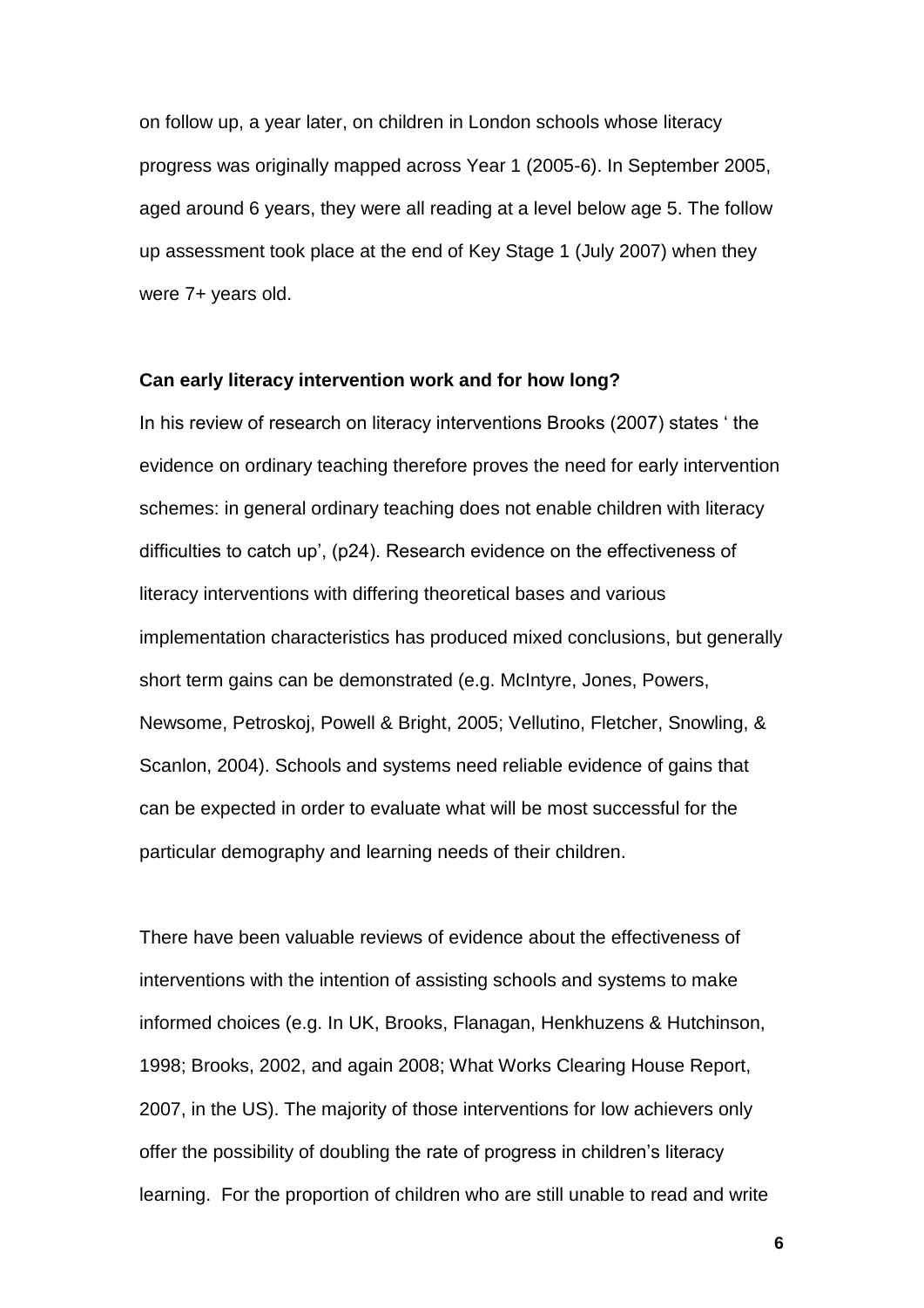on follow up, a year later, on children in London schools whose literacy progress was originally mapped across Year 1 (2005-6). In September 2005, aged around 6 years, they were all reading at a level below age 5. The follow up assessment took place at the end of Key Stage 1 (July 2007) when they were 7+ years old.

**Can early literacy intervention work and for how long?**

In his review of research on literacy interventions Brooks (2007) states ' the evidence on ordinary teaching therefore proves the need for early intervention schemes: in general ordinary teaching does not enable children with literacy difficulties to catch up', (p24). Research evidence on the effectiveness of literacy interventions with differing theoretical bases and various implementation characteristics has produced mixed conclusions, but generally short term gains can be demonstrated (e.g. McIntyre, Jones, Powers, Newsome, Petroskoj, Powell & Bright, 2005; Vellutino, Fletcher, Snowling, & Scanlon, 2004). Schools and systems need reliable evidence of gains that can be expected in order to evaluate what will be most successful for the particular demography and learning needs of their children.

There have been valuable reviews of evidence about the effectiveness of interventions with the intention of assisting schools and systems to make informed choices (e.g. In UK, Brooks, Flanagan, Henkhuzens & Hutchinson, 1998; Brooks, 2002, and again 2008; What Works Clearing House Report, 2007, in the US). The majority of those interventions for low achievers only offer the possibility of doubling the rate of progress in children's literacy learning. For the proportion of children who are still unable to read and write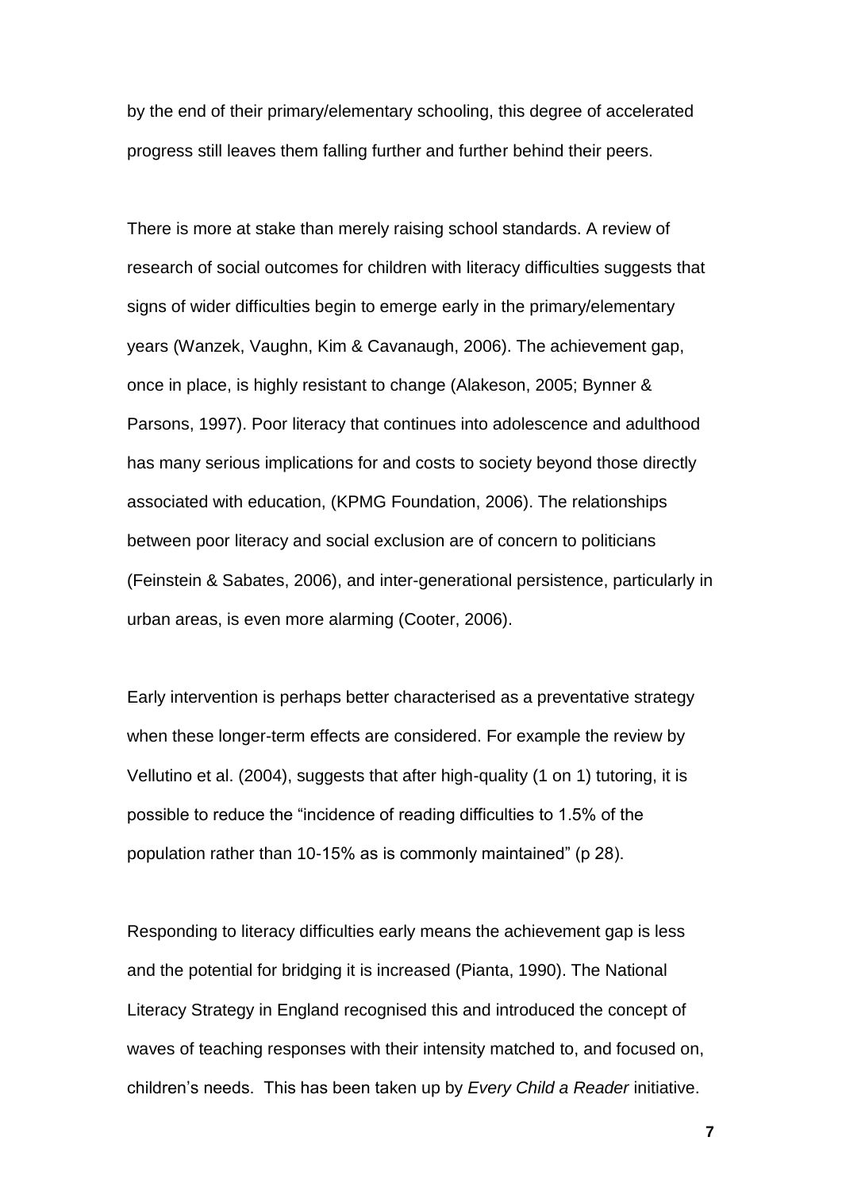by the end of their primary/elementary schooling, this degree of accelerated progress still leaves them falling further and further behind their peers.

There is more at stake than merely raising school standards. A review of research of social outcomes for children with literacy difficulties suggests that signs of wider difficulties begin to emerge early in the primary/elementary years (Wanzek, Vaughn, Kim & Cavanaugh, 2006). The achievement gap, once in place, is highly resistant to change (Alakeson, 2005; Bynner & Parsons, 1997). Poor literacy that continues into adolescence and adulthood has many serious implications for and costs to society beyond those directly associated with education, (KPMG Foundation, 2006). The relationships between poor literacy and social exclusion are of concern to politicians (Feinstein & Sabates, 2006), and inter-generational persistence, particularly in urban areas, is even more alarming (Cooter, 2006).

Early intervention is perhaps better characterised as a preventative strategy when these longer-term effects are considered. For example the review by Vellutino et al. (2004), suggests that after high-quality (1 on 1) tutoring, it is possible to reduce the "incidence of reading difficulties to 1.5% of the population rather than 10-15% as is commonly maintained" (p 28).

Responding to literacy difficulties early means the achievement gap is less and the potential for bridging it is increased (Pianta, 1990). The National Literacy Strategy in England recognised this and introduced the concept of waves of teaching responses with their intensity matched to, and focused on, children's needs. This has been taken up by *Every Child a Reader* initiative.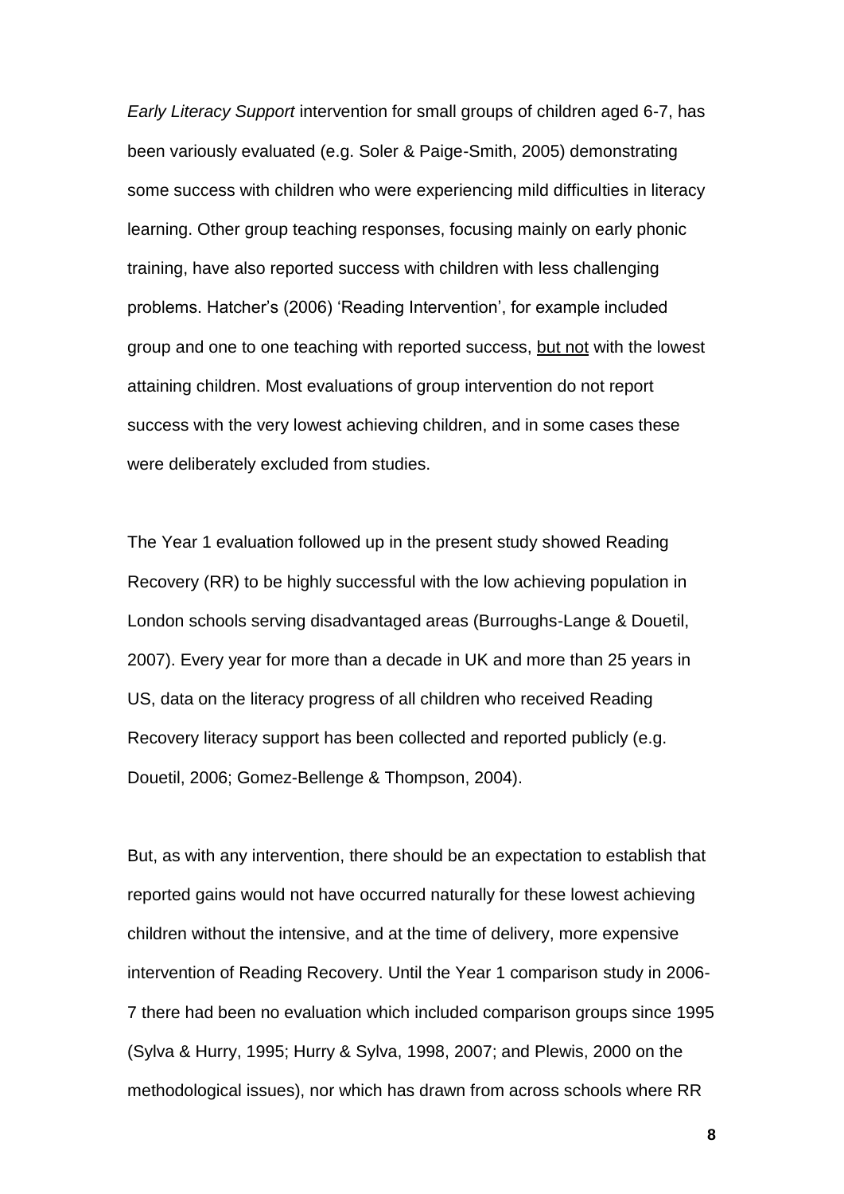*Early Literacy Support* intervention for small groups of children aged 6-7, has been variously evaluated (e.g. Soler & Paige-Smith, 2005) demonstrating some success with children who were experiencing mild difficulties in literacy learning. Other group teaching responses, focusing mainly on early phonic training, have also reported success with children with less challenging problems. Hatcher's (2006) 'Reading Intervention', for example included group and one to one teaching with reported success, <u>but not</u> with the lowest attaining children. Most evaluations of group intervention do not report success with the very lowest achieving children, and in some cases these were deliberately excluded from studies.

The Year 1 evaluation followed up in the present study showed Reading Recovery (RR) to be highly successful with the low achieving population in London schools serving disadvantaged areas (Burroughs-Lange & Douetil, 2007). Every year for more than a decade in UK and more than 25 years in US, data on the literacy progress of all children who received Reading Recovery literacy support has been collected and reported publicly (e.g. Douetil, 2006; Gomez-Bellenge & Thompson, 2004).

But, as with any intervention, there should be an expectation to establish that reported gains would not have occurred naturally for these lowest achieving children without the intensive, and at the time of delivery, more expensive intervention of Reading Recovery. Until the Year 1 comparison study in 2006-7 there had been no evaluation which included comparison groups since 1995 (Sylva & Hurry, 1995; Hurry & Sylva, 1998, 2007; and Plewis, 2000 on the methodological issues), nor which has drawn from across schools where RR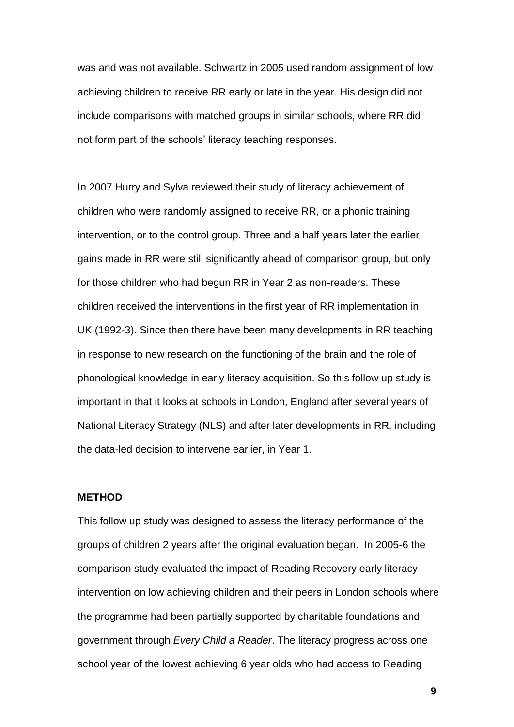was and was not available. Schwartz in 2005 used random assignment of low achieving children to receive RR early or late in the year. His design did not include comparisons with matched groups in similar schools, where RR did not form part of the schools' literacy teaching responses.

In 2007 Hurry and Sylva reviewed their study of literacy achievement of children who were randomly assigned to receive RR, or a phonic training intervention, or to the control group. Three and a half years later the earlier gains made in RR were still significantly ahead of comparison group, but only for those children who had begun RR in Year 2 as non-readers. These children received the interventions in the first year of RR implementation in UK (1992-3). Since then there have been many developments in RR teaching in response to new research on the functioning of the brain and the role of phonological knowledge in early literacy acquisition. So this follow up study is important in that it looks at schools in London, England after several years of National Literacy Strategy (NLS) and after later developments in RR, including the data-led decision to intervene earlier, in Year 1.

## METHOD

This follow up study was designed to assess the literacy performance of the groups of children 2 years after the original evaluation began. In 2005-6 the comparison study evaluated the impact of Reading Recovery early literacy intervention on low achieving children and their peers in London schools where the programme had been partially supported by charitable foundations and government through *Every Child a Reader*. The literacy progress across one school year of the lowest achieving 6 year olds who had access to Reading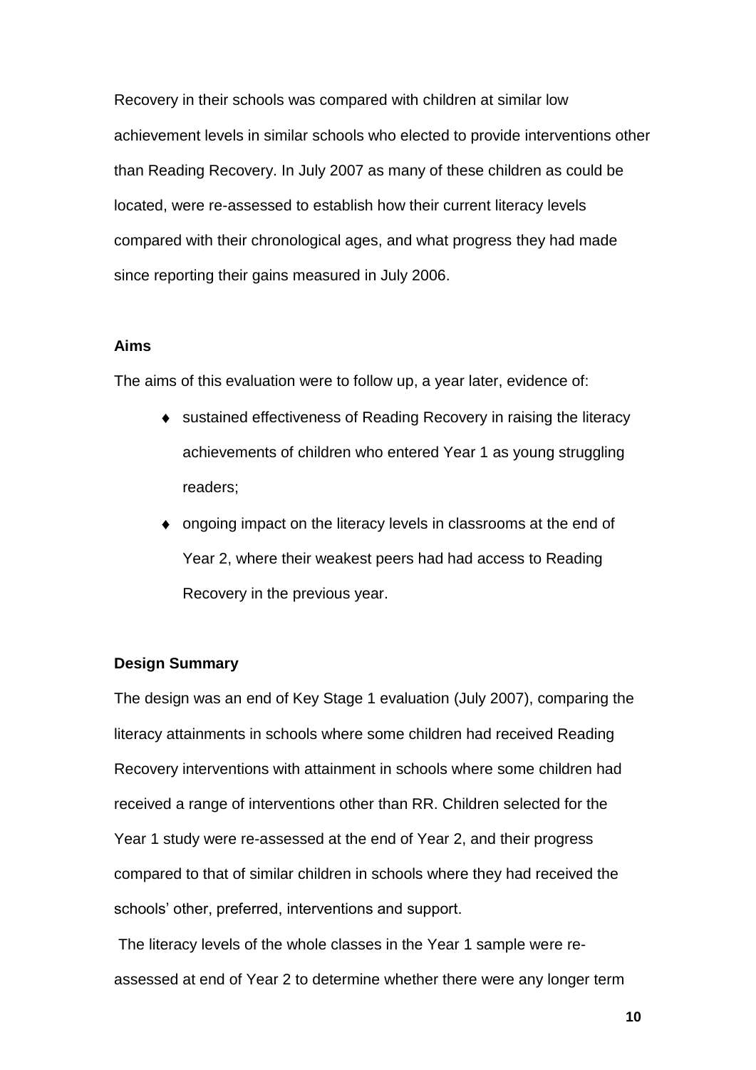Recovery in their schools was compared with children at similar low achievement levels in similar schools who elected to provide interventions other than Reading Recovery. In July 2007 as many of these children as could be located, were re-assessed to establish how their current literacy levels compared with their chronological ages, and what progress they had made since reporting their gains measured in July 2006.

**Aims**

The aims of this evaluation were to follow up, a year later, evidence of:

- sustained effectiveness of Reading Recovery in raising the literacy achievements of children who entered Year 1 as young struggling readers;
- ongoing impact on the literacy levels in classrooms at the end of Year 2, where their weakest peers had had access to Reading Recovery in the previous year.

**Design Summary**

The design was an end of Key Stage 1 evaluation (July 2007), comparing the literacy attainments in schools where some children had received Reading Recovery interventions with attainment in schools where some children had received a range of interventions other than RR. Children selected for the Year 1 study were re-assessed at the end of Year 2, and their progress compared to that of similar children in schools where they had received the schools' other, preferred, interventions and support.

The literacy levels of the whole classes in the Year 1 sample were re-assessed at end of Year 2 to determine whether there were any longer term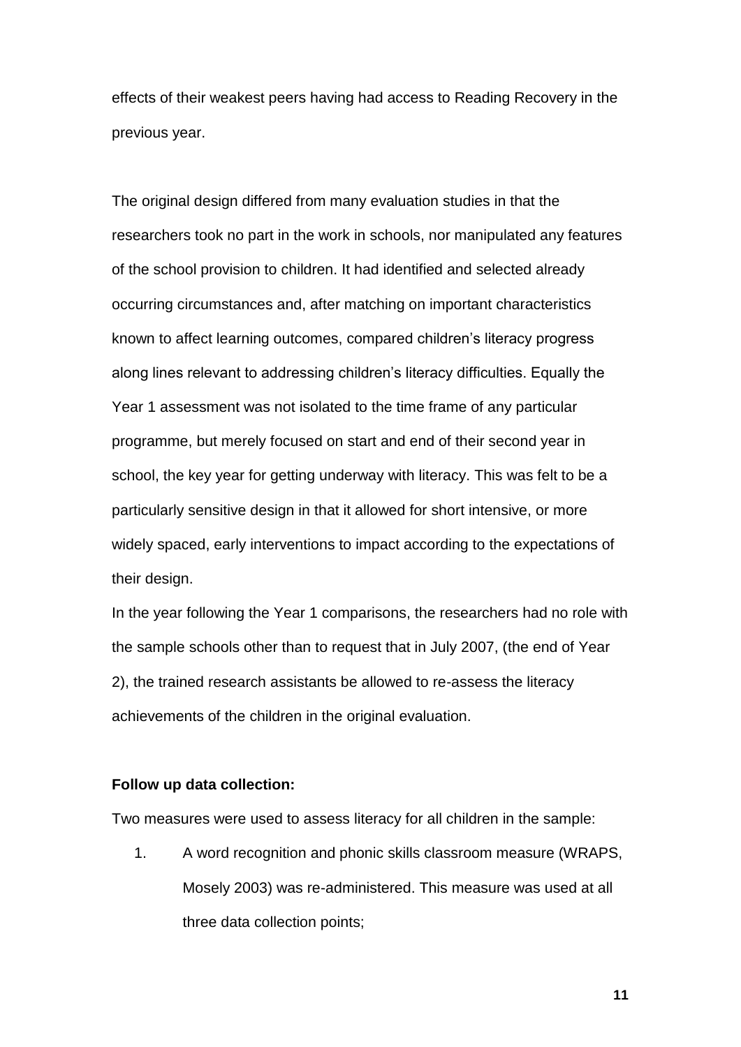effects of their weakest peers having had access to Reading Recovery in the previous year.

The original design differed from many evaluation studies in that the researchers took no part in the work in schools, nor manipulated any features of the school provision to children. It had identified and selected already occurring circumstances and, after matching on important characteristics known to affect learning outcomes, compared children's literacy progress along lines relevant to addressing children's literacy difficulties. Equally the Year 1 assessment was not isolated to the time frame of any particular programme, but merely focused on start and end of their second year in school, the key year for getting underway with literacy. This was felt to be a particularly sensitive design in that it allowed for short intensive, or more widely spaced, early interventions to impact according to the expectations of their design.

In the year following the Year 1 comparisons, the researchers had no role with the sample schools other than to request that in July 2007, (the end of Year 2), the trained research assistants be allowed to re-assess the literacy achievements of the children in the original evaluation.

**Follow up data collection:**

Two measures were used to assess literacy for all children in the sample:

1. A word recognition and phonic skills classroom measure (WRAPS, Mosely 2003) was re-administered. This measure was used at all three data collection points;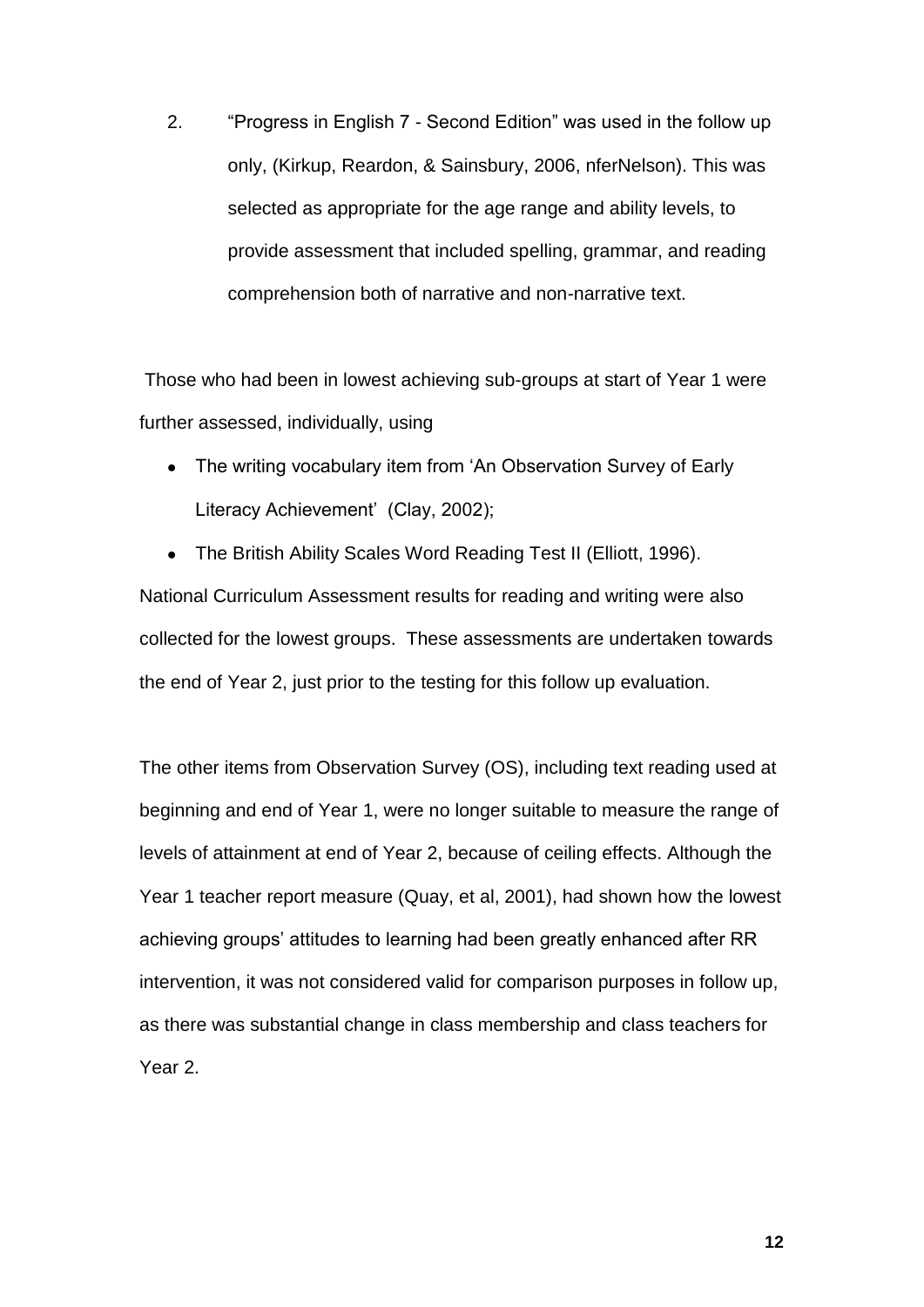2. "Progress in English 7 - Second Edition" was used in the follow up only, (Kirkup, Reardon, & Sainsbury, 2006, nferNelson). This was selected as appropriate for the age range and ability levels, to provide assessment that included spelling, grammar, and reading comprehension both of narrative and non-narrative text.

Those who had been in lowest achieving sub-groups at start of Year 1 were further assessed, individually, using

- The writing vocabulary item from 'An Observation Survey of Early Literacy Achievement' (Clay, 2002);
- The British Ability Scales Word Reading Test II (Elliott, 1996).

National Curriculum Assessment results for reading and writing were also collected for the lowest groups. These assessments are undertaken towards the end of Year 2, just prior to the testing for this follow up evaluation.

The other items from Observation Survey (OS), including text reading used at beginning and end of Year 1, were no longer suitable to measure the range of levels of attainment at end of Year 2, because of ceiling effects. Although the Year 1 teacher report measure (Quay, et al, 2001), had shown how the lowest achieving groups' attitudes to learning had been greatly enhanced after RR intervention, it was not considered valid for comparison purposes in follow up, as there was substantial change in class membership and class teachers for Year 2.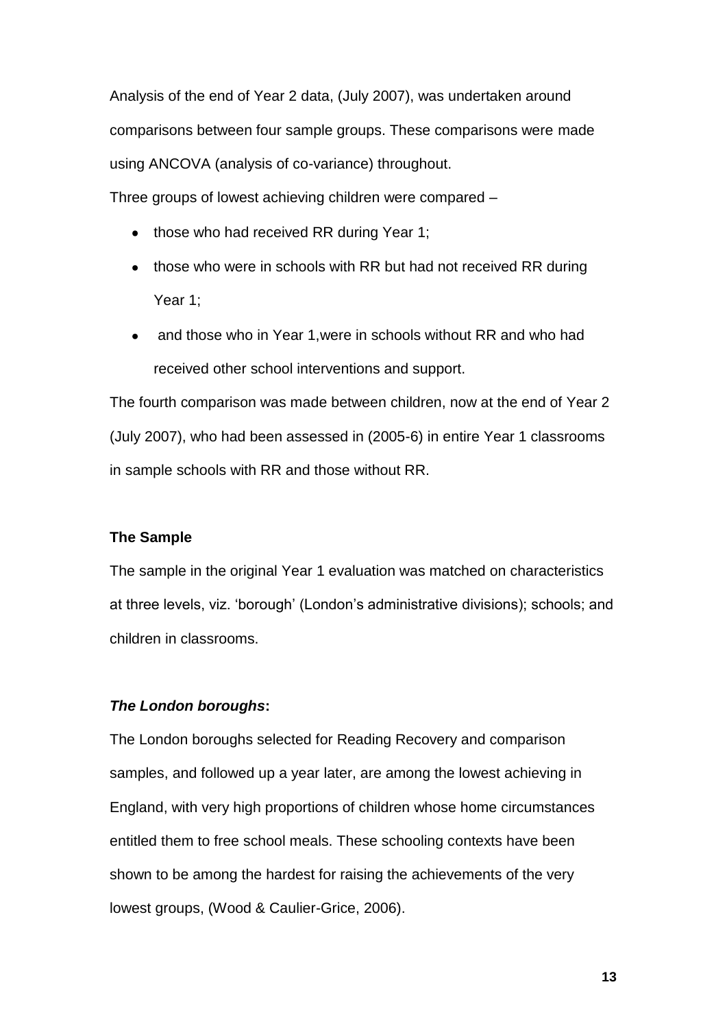Analysis of the end of Year 2 data, (July 2007), was undertaken around comparisons between four sample groups. These comparisons were made using ANCOVA (analysis of co-variance) throughout.

Three groups of lowest achieving children were compared –

- those who had received RR during Year 1;
- those who were in schools with RR but had not received RR during Year 1;
- and those who in Year 1,were in schools without RR and who had received other school interventions and support.

The fourth comparison was made between children, now at the end of Year 2 (July 2007), who had been assessed in (2005-6) in entire Year 1 classrooms in sample schools with RR and those without RR.

**The Sample**

The sample in the original Year 1 evaluation was matched on characteristics at three levels, viz. 'borough' (London's administrative divisions); schools; and children in classrooms.

***The London boroughs*:**

The London boroughs selected for Reading Recovery and comparison samples, and followed up a year later, are among the lowest achieving in England, with very high proportions of children whose home circumstances entitled them to free school meals. These schooling contexts have been shown to be among the hardest for raising the achievements of the very lowest groups, (Wood & Caulier-Grice, 2006).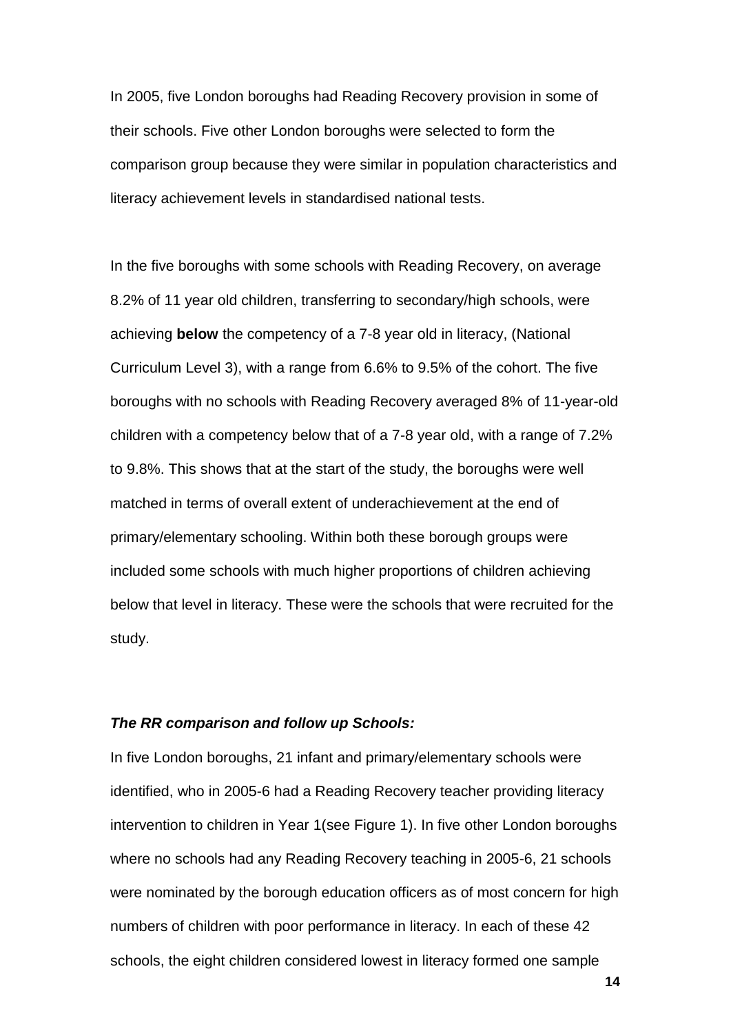In 2005, five London boroughs had Reading Recovery provision in some of their schools. Five other London boroughs were selected to form the comparison group because they were similar in population characteristics and literacy achievement levels in standardised national tests.

In the five boroughs with some schools with Reading Recovery, on average 8.2% of 11 year old children, transferring to secondary/high schools, were achieving **below** the competency of a 7-8 year old in literacy, (National Curriculum Level 3), with a range from 6.6% to 9.5% of the cohort. The five boroughs with no schools with Reading Recovery averaged 8% of 11-year-old children with a competency below that of a 7-8 year old, with a range of 7.2% to 9.8%. This shows that at the start of the study, the boroughs were well matched in terms of overall extent of underachievement at the end of primary/elementary schooling. Within both these borough groups were included some schools with much higher proportions of children achieving below that level in literacy. These were the schools that were recruited for the study.

***The RR comparison and follow up Schools:***

In five London boroughs, 21 infant and primary/elementary schools were identified, who in 2005-6 had a Reading Recovery teacher providing literacy intervention to children in Year 1(see Figure 1). In five other London boroughs where no schools had any Reading Recovery teaching in 2005-6, 21 schools were nominated by the borough education officers as of most concern for high numbers of children with poor performance in literacy. In each of these 42 schools, the eight children considered lowest in literacy formed one sample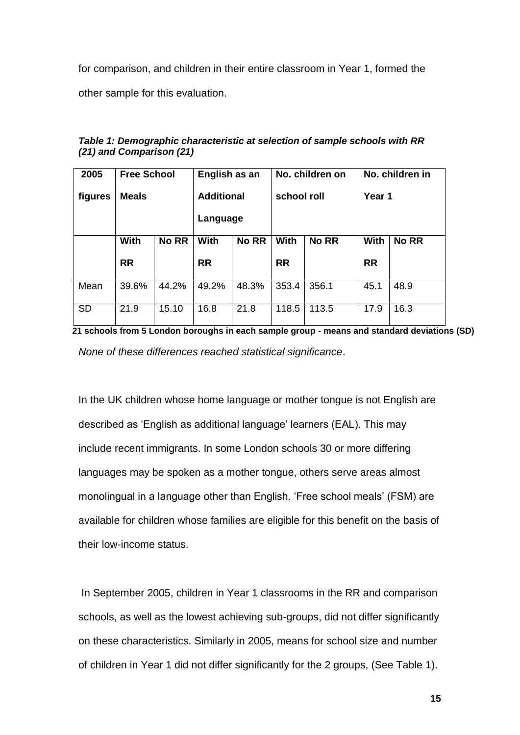for comparison, and children in their entire classroom in Year 1, formed the other sample for this evaluation.

***Table 1: Demographic characteristic at selection of sample schools with RR (21) and Comparison (21)***

| **2005 figures** | **Free School Meals** | | **English as an Additional Language** | | **No. children on school roll** | | **No. children in Year 1** | |
|---|---|---|---|---|---|---|---|---|
| | **With RR** | **No RR** | **With RR** | **No RR** | **With RR** | **No RR** | **With RR** | **No RR** |
| Mean | 39.6% | 44.2% | 49.2% | 48.3% | 353.4 | 356.1 | 45.1 | 48.9 |
| SD | 21.9 | 15.10 | 16.8 | 21.8 | 118.5 | 113.5 | 17.9 | 16.3 |

**21 schools from 5 London boroughs in each sample group - means and standard deviations (SD)**

*None of these differences reached statistical significance*.

In the UK children whose home language or mother tongue is not English are described as 'English as additional language' learners (EAL). This may include recent immigrants. In some London schools 30 or more differing languages may be spoken as a mother tongue, others serve areas almost monolingual in a language other than English. 'Free school meals' (FSM) are available for children whose families are eligible for this benefit on the basis of their low-income status.

In September 2005, children in Year 1 classrooms in the RR and comparison schools, as well as the lowest achieving sub-groups, did not differ significantly on these characteristics. Similarly in 2005, means for school size and number of children in Year 1 did not differ significantly for the 2 groups, (See Table 1).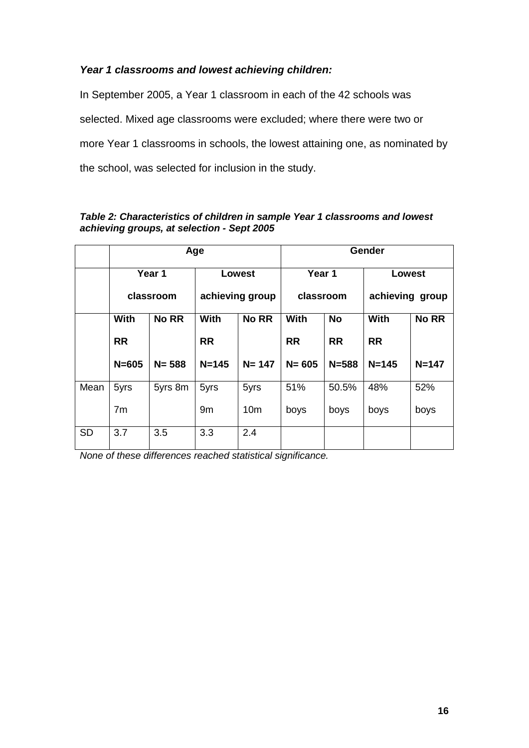### *Year 1 classrooms and lowest achieving children:*

In September 2005, a Year 1 classroom in each of the 42 schools was selected. Mixed age classrooms were excluded; where there were two or more Year 1 classrooms in schools, the lowest attaining one, as nominated by the school, was selected for inclusion in the study.

***Table 2: Characteristics of children in sample Year 1 classrooms and lowest achieving groups, at selection - Sept 2005***

| | **Age** | | | | **Gender** | | | |
|---|---|---|---|---|---|---|---|---|
| | **Year 1 classroom** | | **Lowest achieving group** | | **Year 1 classroom** | | **Lowest achieving group** | |
| | **With RR N=605** | **No RR N= 588** | **With RR N=145** | **No RR N= 147** | **With RR N= 605** | **No RR N=588** | **With RR N=145** | **No RR N=147** |
| Mean | 5yrs 7m | 5yrs 8m | 5yrs 9m | 5yrs 10m | 51% boys | 50.5% boys | 48% boys | 52% boys |
| SD | 3.7 | 3.5 | 3.3 | 2.4 | | | | |

*None of these differences reached statistical significance.*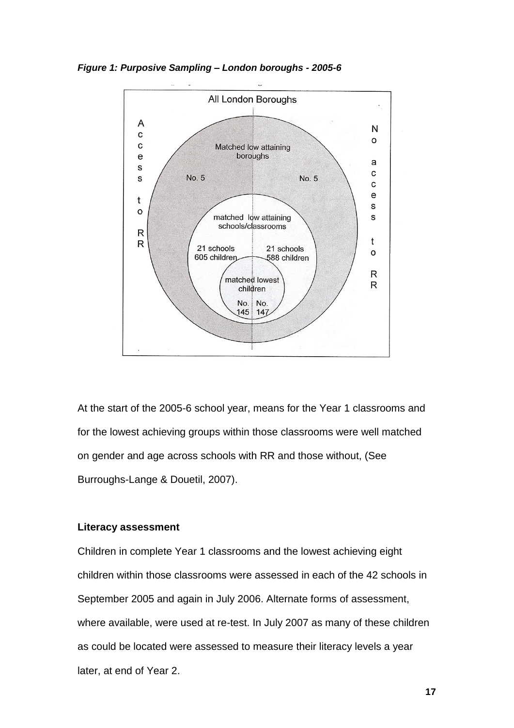***Figure 1: Purposive Sampling – London boroughs - 2005-6***

At the start of the 2005-6 school year, means for the Year 1 classrooms and for the lowest achieving groups within those classrooms were well matched on gender and age across schools with RR and those without, (See Burroughs-Lange & Douetil, 2007).

**Literacy assessment**

Children in complete Year 1 classrooms and the lowest achieving eight children within those classrooms were assessed in each of the 42 schools in September 2005 and again in July 2006. Alternate forms of assessment, where available, were used at re-test. In July 2007 as many of these children as could be located were assessed to measure their literacy levels a year later, at end of Year 2.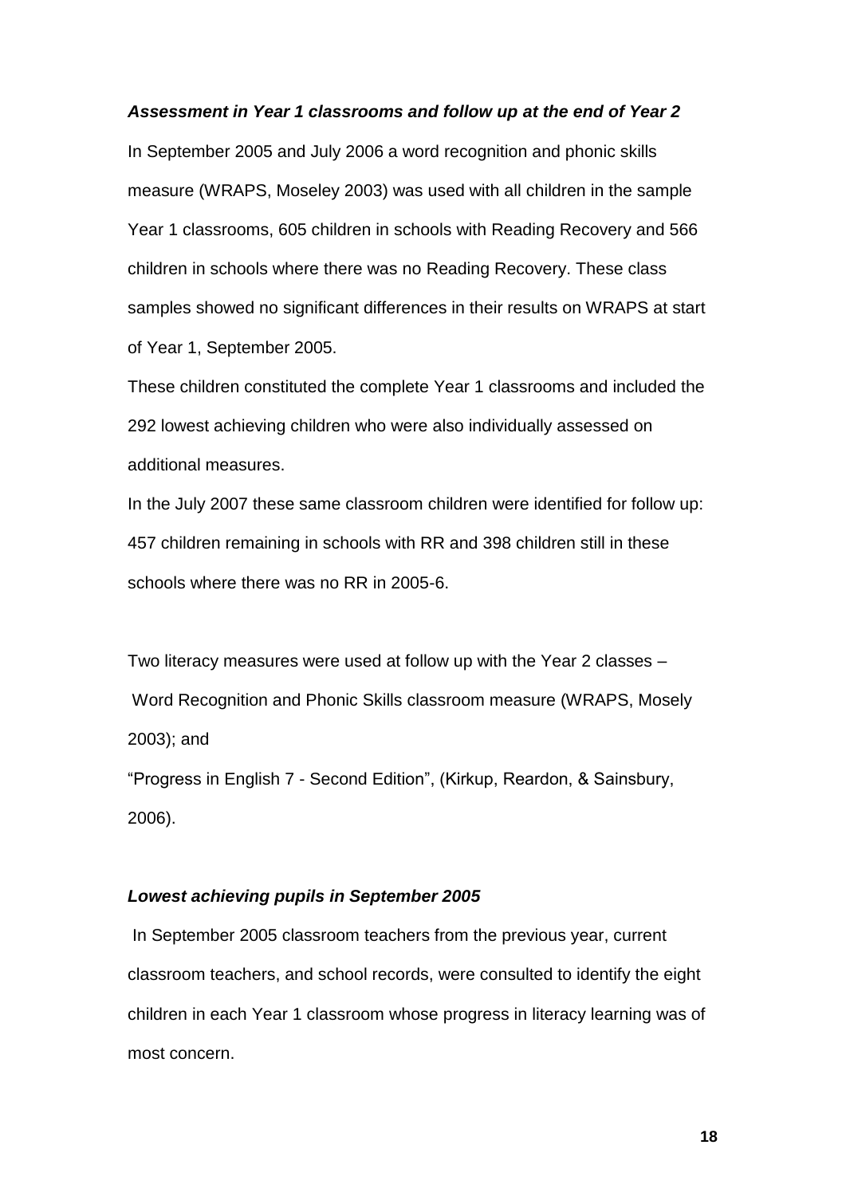***Assessment in Year 1 classrooms and follow up at the end of Year 2***

In September 2005 and July 2006 a word recognition and phonic skills measure (WRAPS, Moseley 2003) was used with all children in the sample Year 1 classrooms, 605 children in schools with Reading Recovery and 566 children in schools where there was no Reading Recovery. These class samples showed no significant differences in their results on WRAPS at start of Year 1, September 2005.

These children constituted the complete Year 1 classrooms and included the 292 lowest achieving children who were also individually assessed on additional measures.

In the July 2007 these same classroom children were identified for follow up: 457 children remaining in schools with RR and 398 children still in these schools where there was no RR in 2005-6.

Two literacy measures were used at follow up with the Year 2 classes –
Word Recognition and Phonic Skills classroom measure (WRAPS, Mosely 2003); and
"Progress in English 7 - Second Edition", (Kirkup, Reardon, & Sainsbury, 2006).

***Lowest achieving pupils in September 2005***

In September 2005 classroom teachers from the previous year, current classroom teachers, and school records, were consulted to identify the eight children in each Year 1 classroom whose progress in literacy learning was of most concern.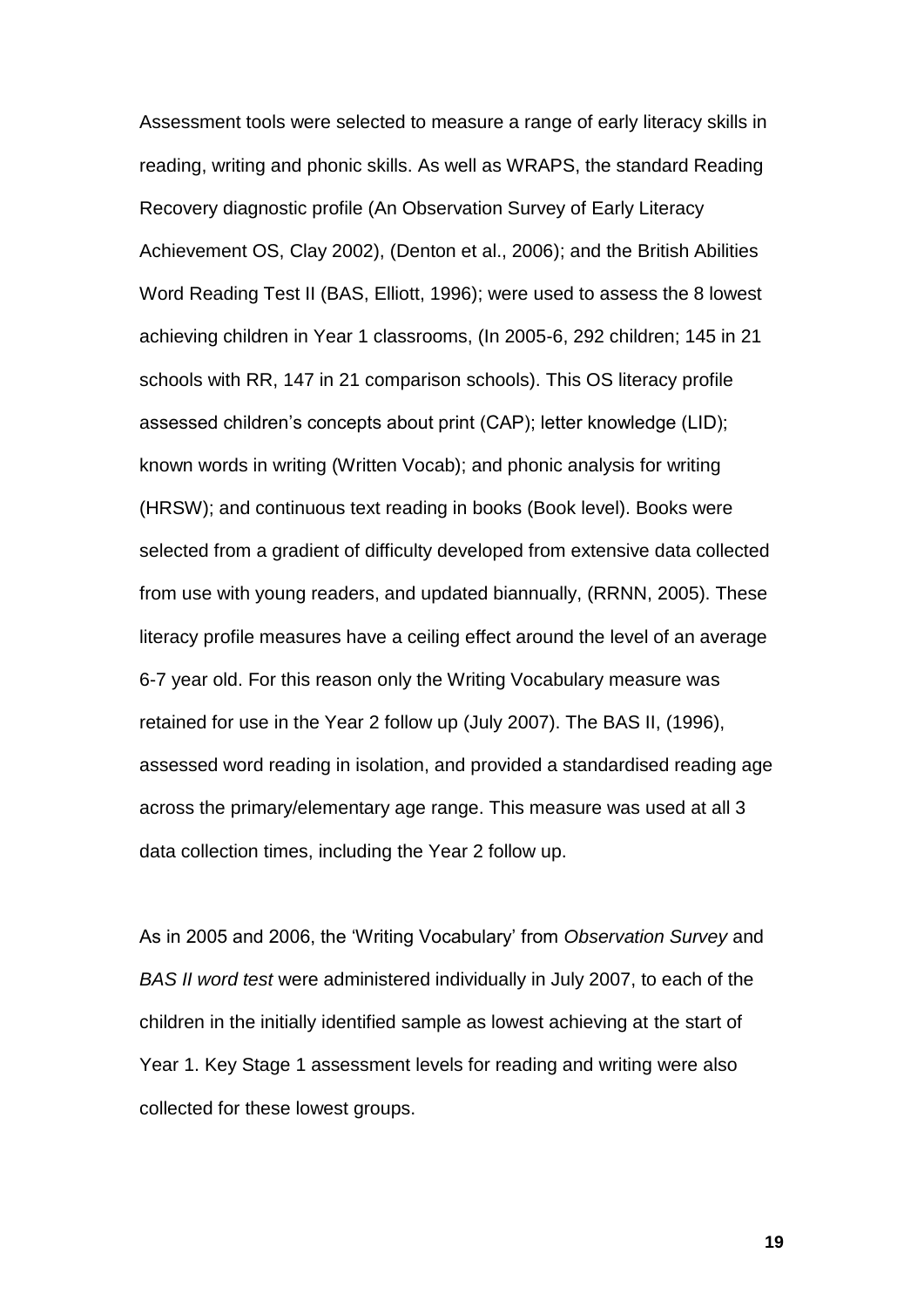Assessment tools were selected to measure a range of early literacy skills in reading, writing and phonic skills. As well as WRAPS, the standard Reading Recovery diagnostic profile (An Observation Survey of Early Literacy Achievement OS, Clay 2002), (Denton et al., 2006); and the British Abilities Word Reading Test II (BAS, Elliott, 1996); were used to assess the 8 lowest achieving children in Year 1 classrooms, (In 2005-6, 292 children; 145 in 21 schools with RR, 147 in 21 comparison schools). This OS literacy profile assessed children's concepts about print (CAP); letter knowledge (LID); known words in writing (Written Vocab); and phonic analysis for writing (HRSW); and continuous text reading in books (Book level). Books were selected from a gradient of difficulty developed from extensive data collected from use with young readers, and updated biannually, (RRNN, 2005). These literacy profile measures have a ceiling effect around the level of an average 6-7 year old. For this reason only the Writing Vocabulary measure was retained for use in the Year 2 follow up (July 2007). The BAS II, (1996), assessed word reading in isolation, and provided a standardised reading age across the primary/elementary age range. This measure was used at all 3 data collection times, including the Year 2 follow up.

As in 2005 and 2006, the 'Writing Vocabulary' from *Observation Survey* and *BAS II word test* were administered individually in July 2007, to each of the children in the initially identified sample as lowest achieving at the start of Year 1. Key Stage 1 assessment levels for reading and writing were also collected for these lowest groups.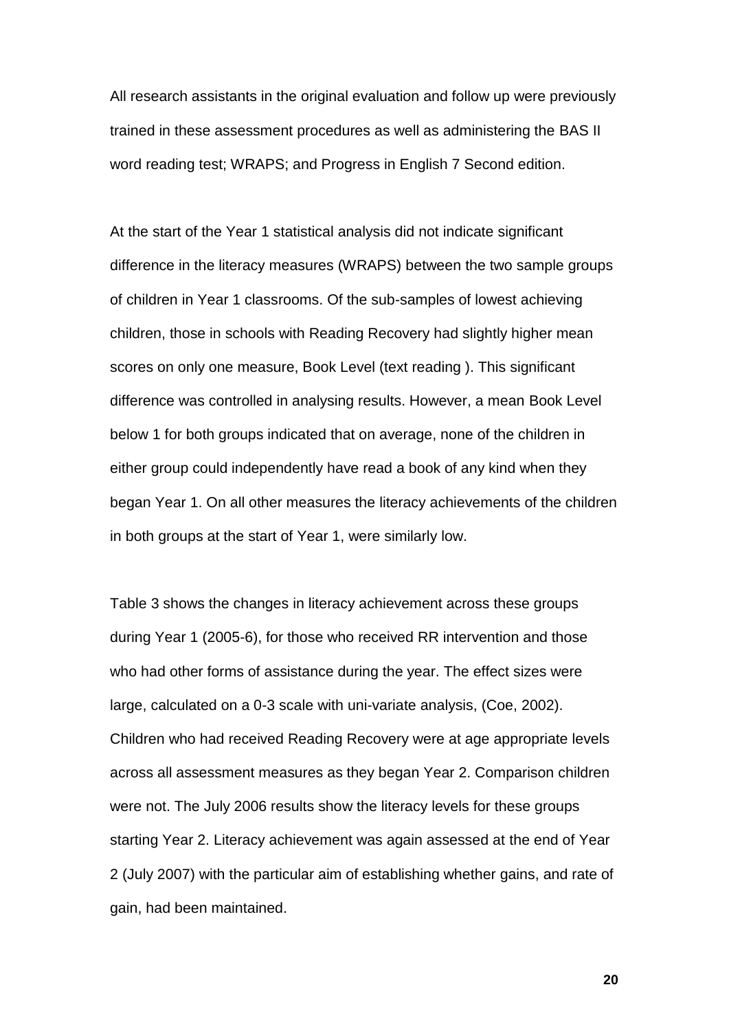All research assistants in the original evaluation and follow up were previously trained in these assessment procedures as well as administering the BAS II word reading test; WRAPS; and Progress in English 7 Second edition.

At the start of the Year 1 statistical analysis did not indicate significant difference in the literacy measures (WRAPS) between the two sample groups of children in Year 1 classrooms. Of the sub-samples of lowest achieving children, those in schools with Reading Recovery had slightly higher mean scores on only one measure, Book Level (text reading ). This significant difference was controlled in analysing results. However, a mean Book Level below 1 for both groups indicated that on average, none of the children in either group could independently have read a book of any kind when they began Year 1. On all other measures the literacy achievements of the children in both groups at the start of Year 1, were similarly low.

Table 3 shows the changes in literacy achievement across these groups during Year 1 (2005-6), for those who received RR intervention and those who had other forms of assistance during the year. The effect sizes were large, calculated on a 0-3 scale with uni-variate analysis, (Coe, 2002). Children who had received Reading Recovery were at age appropriate levels across all assessment measures as they began Year 2. Comparison children were not. The July 2006 results show the literacy levels for these groups starting Year 2. Literacy achievement was again assessed at the end of Year 2 (July 2007) with the particular aim of establishing whether gains, and rate of gain, had been maintained.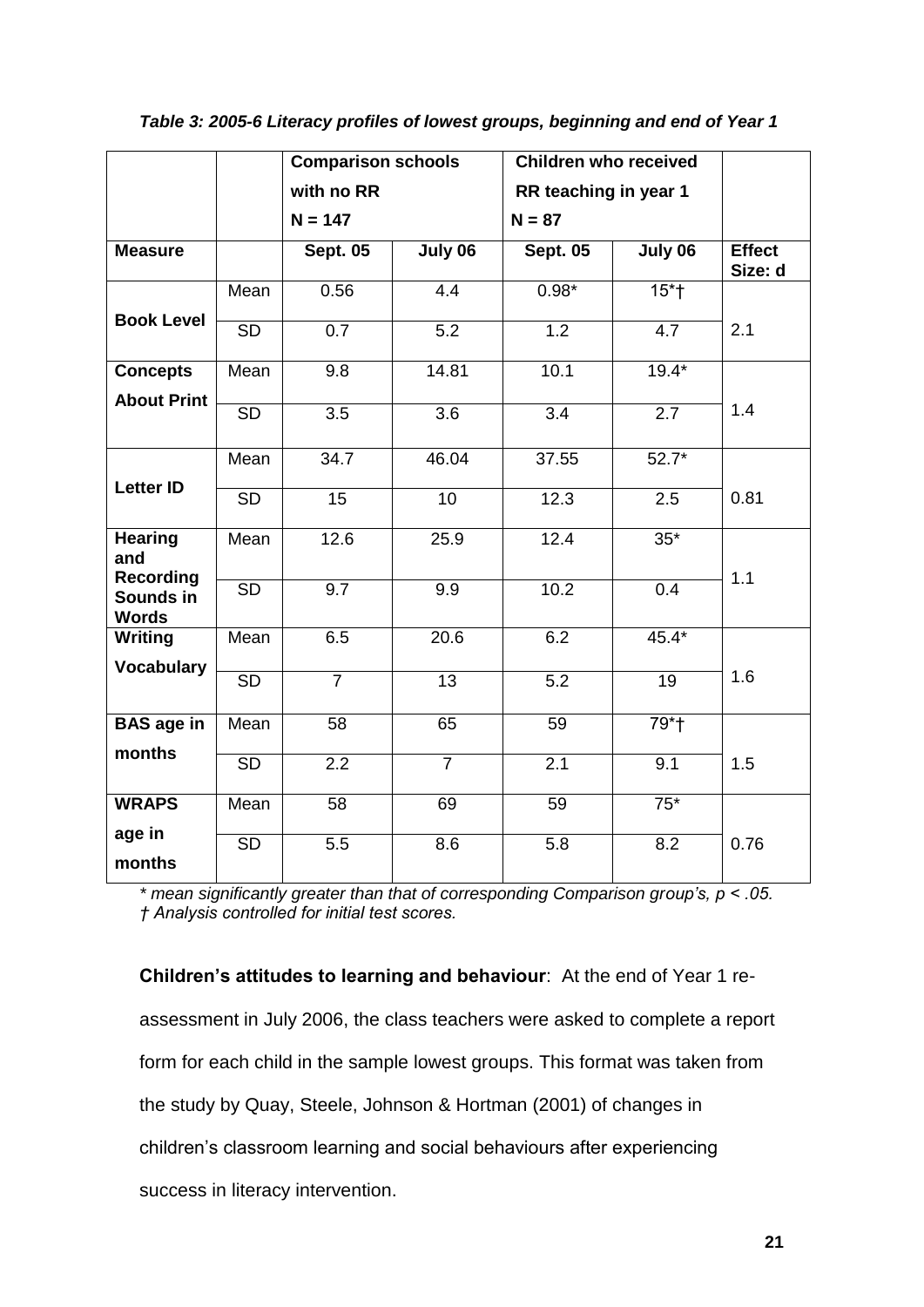*Table 3: 2005-6 Literacy profiles of lowest groups, beginning and end of Year 1*

| | | Comparison schools with no RR N = 147 | | Children who received RR teaching in year 1 N = 87 | | |
|---|---|---|---|---|---|---|
| **Measure** | | **Sept. 05** | **July 06** | **Sept. 05** | **July 06** | **Effect Size: d** |
| **Book Level** | Mean | 0.56 | 4.4 | 0.98* | 15*† | 2.1 |
| | SD | 0.7 | 5.2 | 1.2 | 4.7 | |
| **Concepts About Print** | Mean | 9.8 | 14.81 | 10.1 | 19.4* | 1.4 |
| | SD | 3.5 | 3.6 | 3.4 | 2.7 | |
| **Letter ID** | Mean | 34.7 | 46.04 | 37.55 | 52.7* | 0.81 |
| | SD | 15 | 10 | 12.3 | 2.5 | |
| **Hearing and Recording Sounds in Words** | Mean | 12.6 | 25.9 | 12.4 | 35* | 1.1 |
| | SD | 9.7 | 9.9 | 10.2 | 0.4 | |
| **Writing Vocabulary** | Mean | 6.5 | 20.6 | 6.2 | 45.4* | 1.6 |
| | SD | 7 | 13 | 5.2 | 19 | |
| **BAS age in months** | Mean | 58 | 65 | 59 | 79*† | 1.5 |
| | SD | 2.2 | 7 | 2.1 | 9.1 | |
| **WRAPS age in months** | Mean | 58 | 69 | 59 | 75* | 0.76 |
| | SD | 5.5 | 8.6 | 5.8 | 8.2 | |

*\* mean significantly greater than that of corresponding Comparison group's, $p < .05$.*
*† Analysis controlled for initial test scores.*

**Children's attitudes to learning and behaviour**: At the end of Year 1 re-assessment in July 2006, the class teachers were asked to complete a report form for each child in the sample lowest groups. This format was taken from the study by Quay, Steele, Johnson & Hortman (2001) of changes in children's classroom learning and social behaviours after experiencing success in literacy intervention.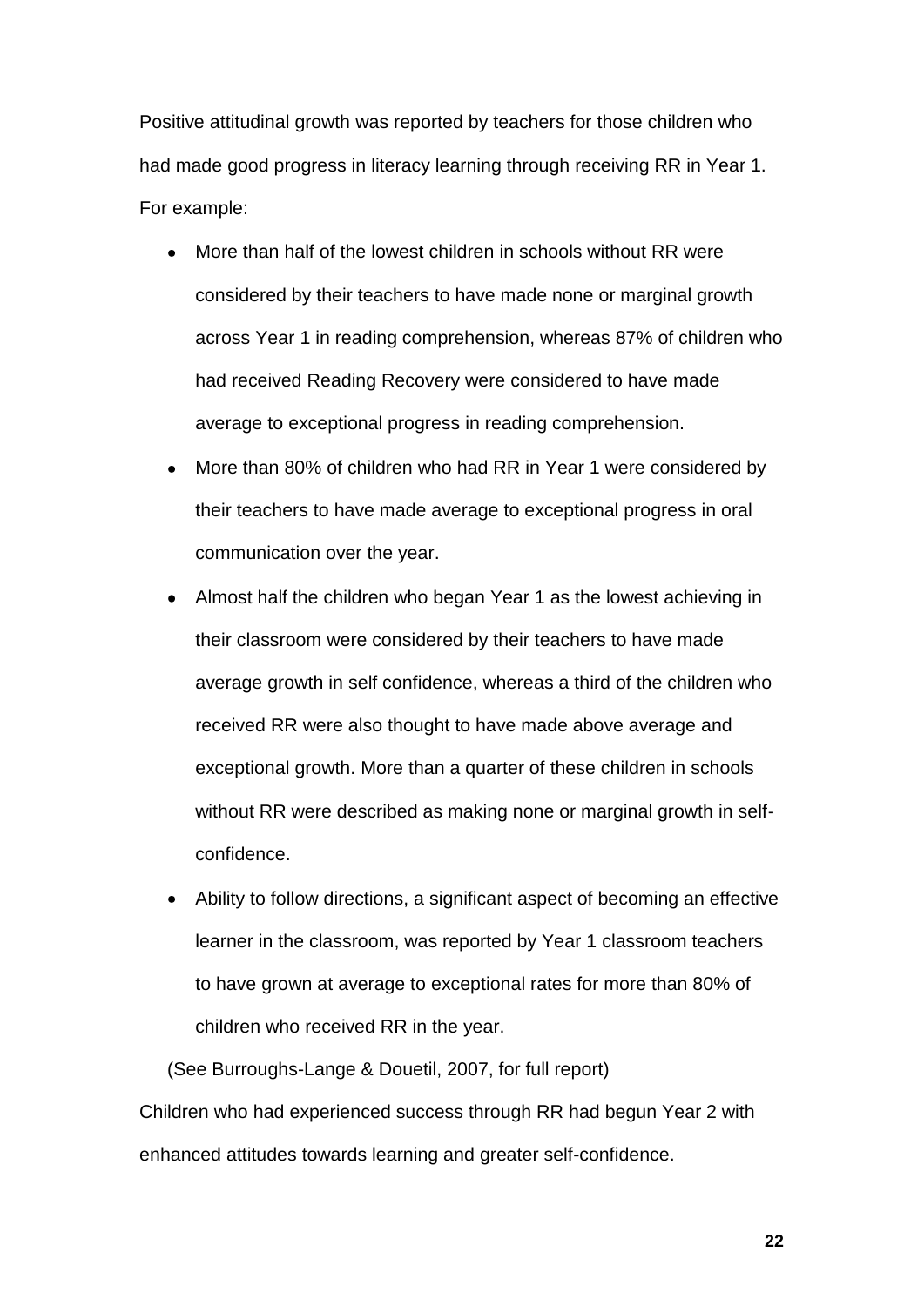Positive attitudinal growth was reported by teachers for those children who had made good progress in literacy learning through receiving RR in Year 1. For example:

- More than half of the lowest children in schools without RR were considered by their teachers to have made none or marginal growth across Year 1 in reading comprehension, whereas 87% of children who had received Reading Recovery were considered to have made average to exceptional progress in reading comprehension.
- More than 80% of children who had RR in Year 1 were considered by their teachers to have made average to exceptional progress in oral communication over the year.
- Almost half the children who began Year 1 as the lowest achieving in their classroom were considered by their teachers to have made average growth in self confidence, whereas a third of the children who received RR were also thought to have made above average and exceptional growth. More than a quarter of these children in schools without RR were described as making none or marginal growth in self-confidence.
- Ability to follow directions, a significant aspect of becoming an effective learner in the classroom, was reported by Year 1 classroom teachers to have grown at average to exceptional rates for more than 80% of children who received RR in the year.

(See Burroughs-Lange & Douetil, 2007, for full report)

Children who had experienced success through RR had begun Year 2 with enhanced attitudes towards learning and greater self-confidence.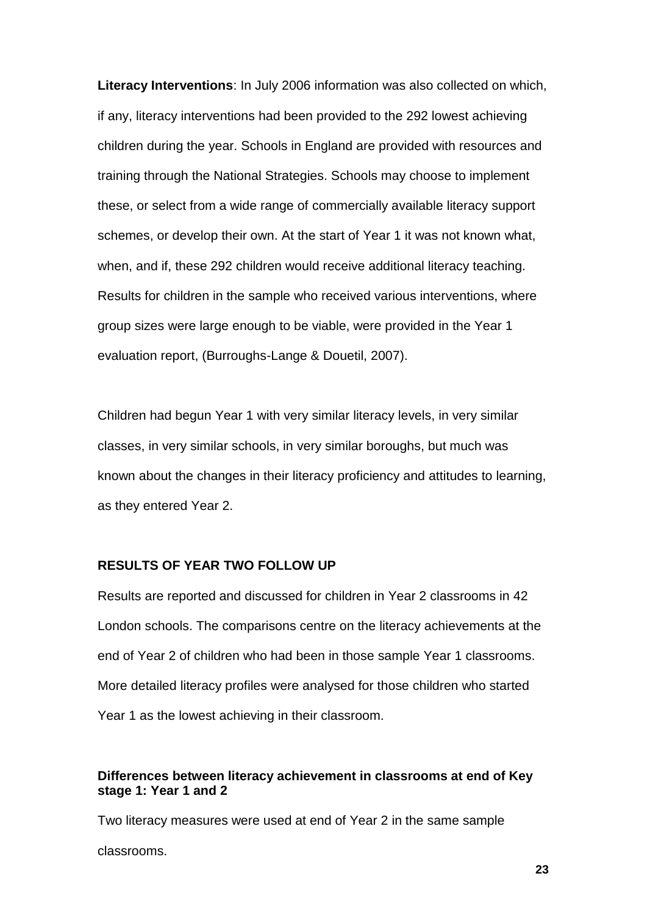**Literacy Interventions**: In July 2006 information was also collected on which, if any, literacy interventions had been provided to the 292 lowest achieving children during the year. Schools in England are provided with resources and training through the National Strategies. Schools may choose to implement these, or select from a wide range of commercially available literacy support schemes, or develop their own. At the start of Year 1 it was not known what, when, and if, these 292 children would receive additional literacy teaching. Results for children in the sample who received various interventions, where group sizes were large enough to be viable, were provided in the Year 1 evaluation report, (Burroughs-Lange & Douetil, 2007).

Children had begun Year 1 with very similar literacy levels, in very similar classes, in very similar schools, in very similar boroughs, but much was known about the changes in their literacy proficiency and attitudes to learning, as they entered Year 2.

## RESULTS OF YEAR TWO FOLLOW UP

Results are reported and discussed for children in Year 2 classrooms in 42 London schools. The comparisons centre on the literacy achievements at the end of Year 2 of children who had been in those sample Year 1 classrooms. More detailed literacy profiles were analysed for those children who started Year 1 as the lowest achieving in their classroom.

### Differences between literacy achievement in classrooms at end of Key stage 1: Year 1 and 2

Two literacy measures were used at end of Year 2 in the same sample classrooms.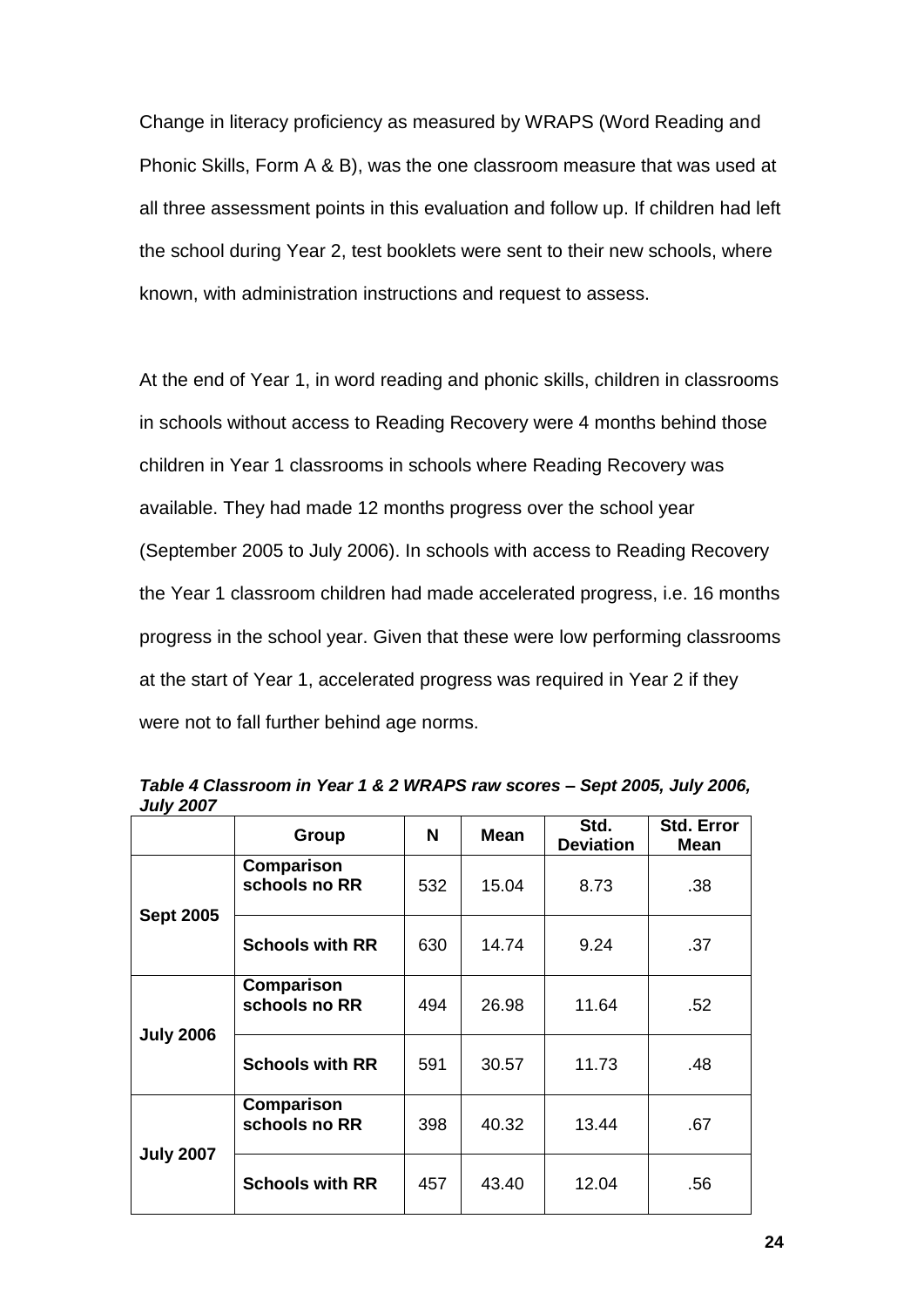Change in literacy proficiency as measured by WRAPS (Word Reading and Phonic Skills, Form A & B), was the one classroom measure that was used at all three assessment points in this evaluation and follow up. If children had left the school during Year 2, test booklets were sent to their new schools, where known, with administration instructions and request to assess.

At the end of Year 1, in word reading and phonic skills, children in classrooms in schools without access to Reading Recovery were 4 months behind those children in Year 1 classrooms in schools where Reading Recovery was available. They had made 12 months progress over the school year (September 2005 to July 2006). In schools with access to Reading Recovery the Year 1 classroom children had made accelerated progress, i.e. 16 months progress in the school year. Given that these were low performing classrooms at the start of Year 1, accelerated progress was required in Year 2 if they were not to fall further behind age norms.

***Table 4 Classroom in Year 1 & 2 WRAPS raw scores – Sept 2005, July 2006, July 2007***

| | Group | N | Mean | Std. Deviation | Std. Error Mean |
|---|---|---|---|---|---|
| **Sept 2005** | **Comparison schools no RR** | 532 | 15.04 | 8.73 | .38 |
| | **Schools with RR** | 630 | 14.74 | 9.24 | .37 |
| **July 2006** | **Comparison schools no RR** | 494 | 26.98 | 11.64 | .52 |
| | **Schools with RR** | 591 | 30.57 | 11.73 | .48 |
| **July 2007** | **Comparison schools no RR** | 398 | 40.32 | 13.44 | .67 |
| | **Schools with RR** | 457 | 43.40 | 12.04 | .56 |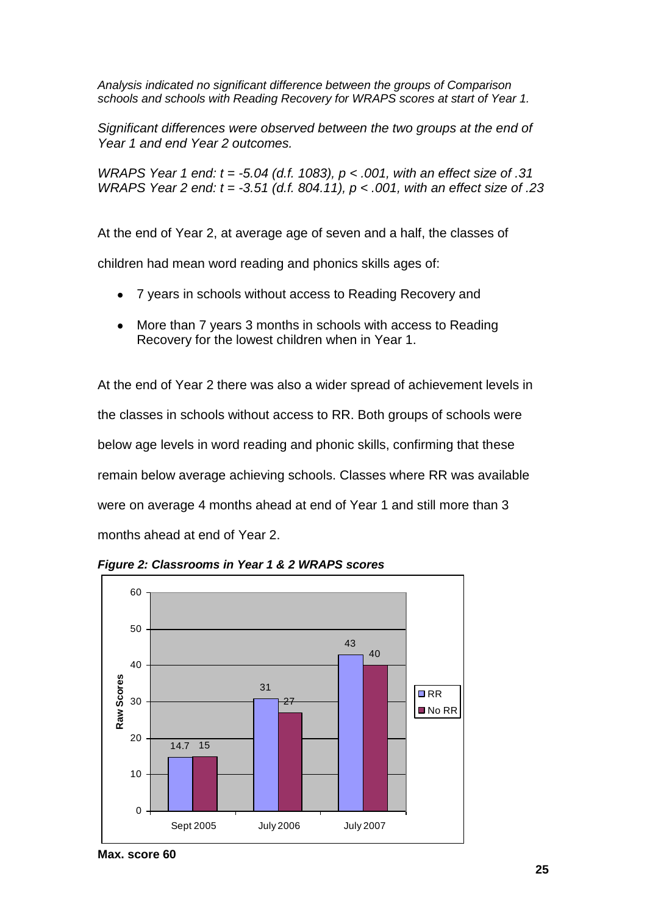*Analysis indicated no significant difference between the groups of Comparison schools and schools with Reading Recovery for WRAPS scores at start of Year 1.*

*Significant differences were observed between the two groups at the end of Year 1 and end Year 2 outcomes.*

*WRAPS Year 1 end: $t = -5.04$ (d.f. 1083), $p < .001$, with an effect size of .31*
*WRAPS Year 2 end: $t = -3.51$ (d.f. 804.11), $p < .001$, with an effect size of .23*

At the end of Year 2, at average age of seven and a half, the classes of children had mean word reading and phonics skills ages of:

- 7 years in schools without access to Reading Recovery and
- More than 7 years 3 months in schools with access to Reading Recovery for the lowest children when in Year 1.

At the end of Year 2 there was also a wider spread of achievement levels in the classes in schools without access to RR. Both groups of schools were below age levels in word reading and phonic skills, confirming that these remain below average achieving schools. Classes where RR was available were on average 4 months ahead at end of Year 1 and still more than 3 months ahead at end of Year 2.

***Figure 2: Classrooms in Year 1 & 2 WRAPS scores***

| | Sept 2005 | July 2006 | July 2007 |
|---|---|---|---|
| RR | 14.7 | 31 | 43 |
| No RR | 15 | 27 | 40 |

Raw Scores

**Max. score 60**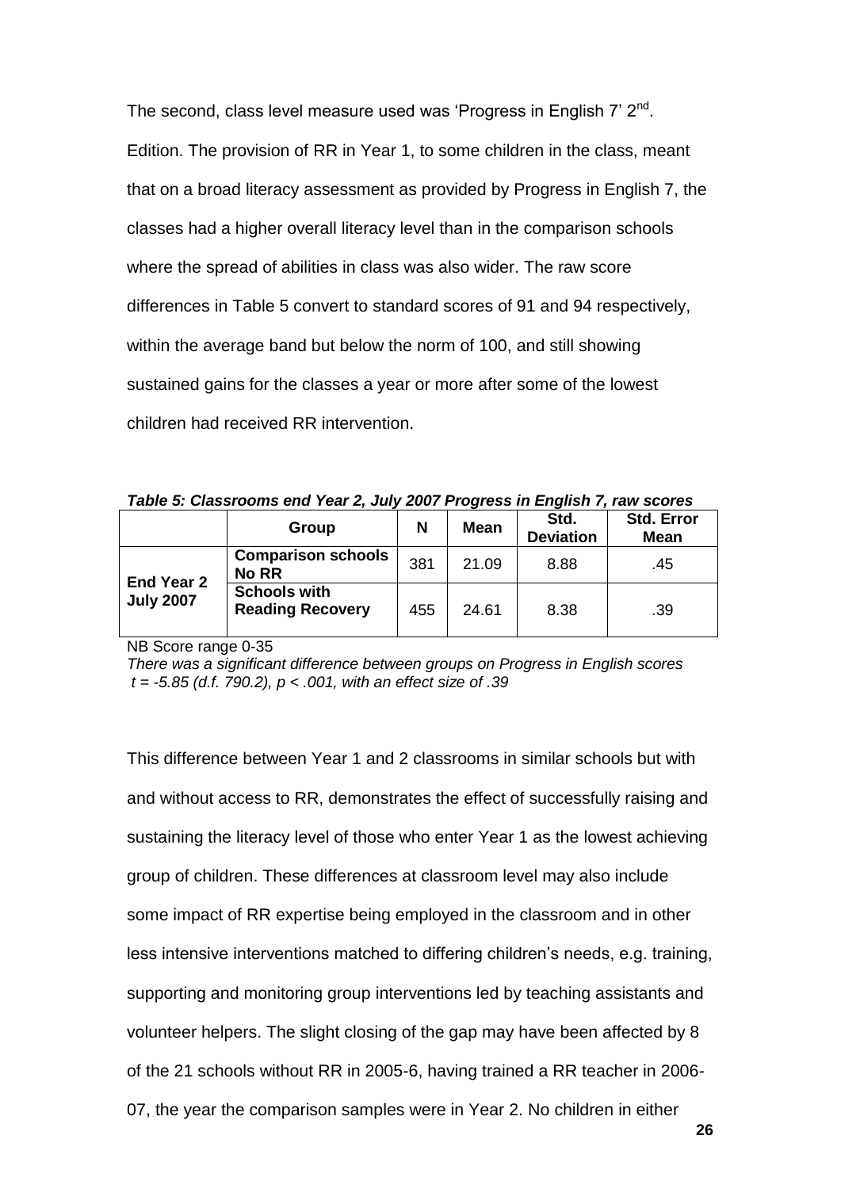The second, class level measure used was 'Progress in English 7' 2nd. Edition. The provision of RR in Year 1, to some children in the class, meant that on a broad literacy assessment as provided by Progress in English 7, the classes had a higher overall literacy level than in the comparison schools where the spread of abilities in class was also wider. The raw score differences in Table 5 convert to standard scores of 91 and 94 respectively, within the average band but below the norm of 100, and still showing sustained gains for the classes a year or more after some of the lowest children had received RR intervention.

***Table 5: Classrooms end Year 2, July 2007 Progress in English 7, raw scores***

| | Group | N | Mean | Std. Deviation | Std. Error Mean |
|---|---|---|---|---|---|
| **End Year 2 July 2007** | **Comparison schools No RR** | 381 | 21.09 | 8.88 | .45 |
| | **Schools with Reading Recovery** | 455 | 24.61 | 8.38 | .39 |

NB Score range 0-35

*There was a significant difference between groups on Progress in English scores $t = -5.85$ (d.f. 790.2), $p < .001$, with an effect size of .39*

This difference between Year 1 and 2 classrooms in similar schools but with and without access to RR, demonstrates the effect of successfully raising and sustaining the literacy level of those who enter Year 1 as the lowest achieving group of children. These differences at classroom level may also include some impact of RR expertise being employed in the classroom and in other less intensive interventions matched to differing children's needs, e.g. training, supporting and monitoring group interventions led by teaching assistants and volunteer helpers. The slight closing of the gap may have been affected by 8 of the 21 schools without RR in 2005-6, having trained a RR teacher in 2006-07, the year the comparison samples were in Year 2. No children in either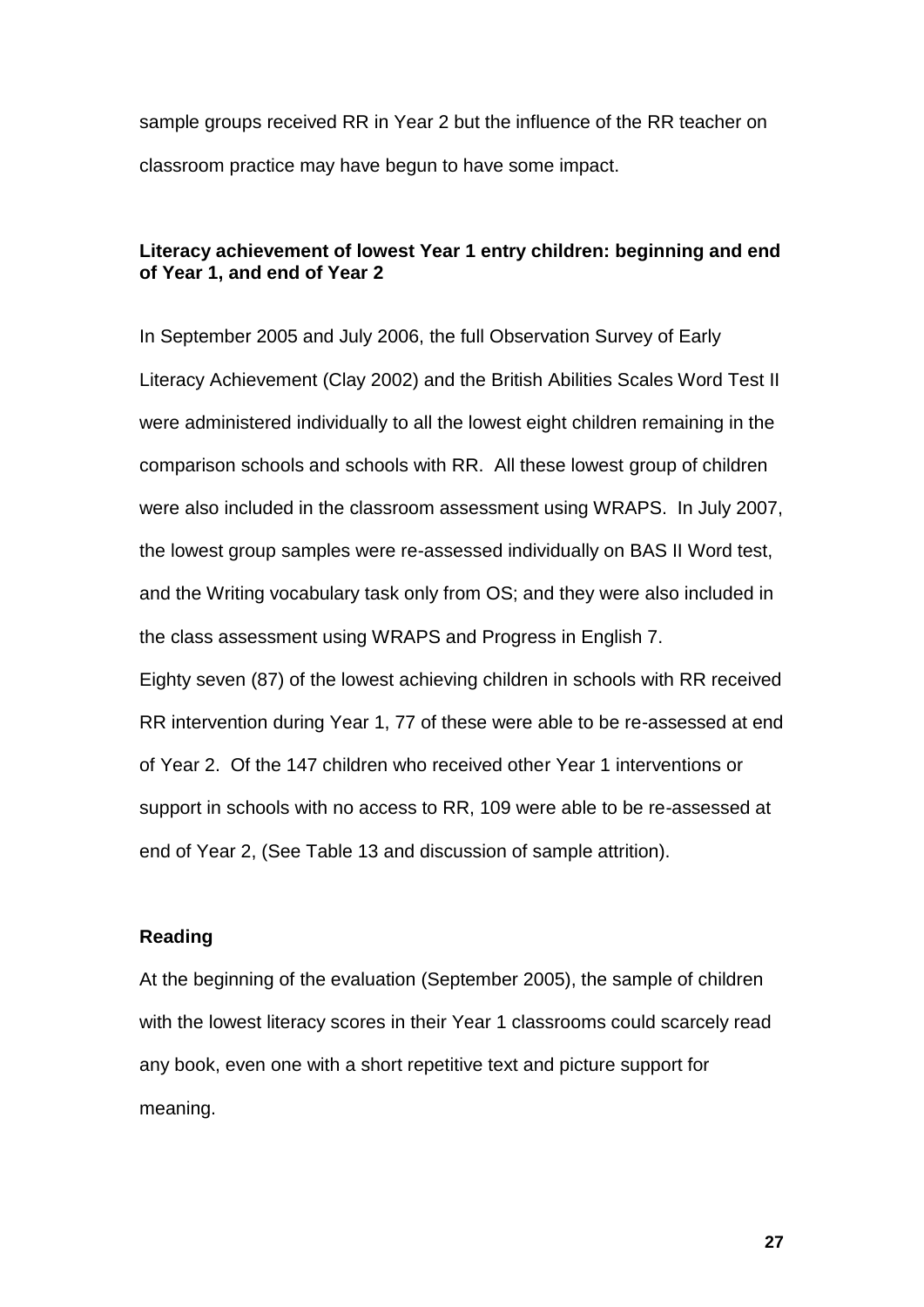sample groups received RR in Year 2 but the influence of the RR teacher on classroom practice may have begun to have some impact.

**Literacy achievement of lowest Year 1 entry children: beginning and end of Year 1, and end of Year 2**

In September 2005 and July 2006, the full Observation Survey of Early Literacy Achievement (Clay 2002) and the British Abilities Scales Word Test II were administered individually to all the lowest eight children remaining in the comparison schools and schools with RR. All these lowest group of children were also included in the classroom assessment using WRAPS. In July 2007, the lowest group samples were re-assessed individually on BAS II Word test, and the Writing vocabulary task only from OS; and they were also included in the class assessment using WRAPS and Progress in English 7.

Eighty seven (87) of the lowest achieving children in schools with RR received RR intervention during Year 1, 77 of these were able to be re-assessed at end of Year 2. Of the 147 children who received other Year 1 interventions or support in schools with no access to RR, 109 were able to be re-assessed at end of Year 2, (See Table 13 and discussion of sample attrition).

**Reading**

At the beginning of the evaluation (September 2005), the sample of children with the lowest literacy scores in their Year 1 classrooms could scarcely read any book, even one with a short repetitive text and picture support for meaning.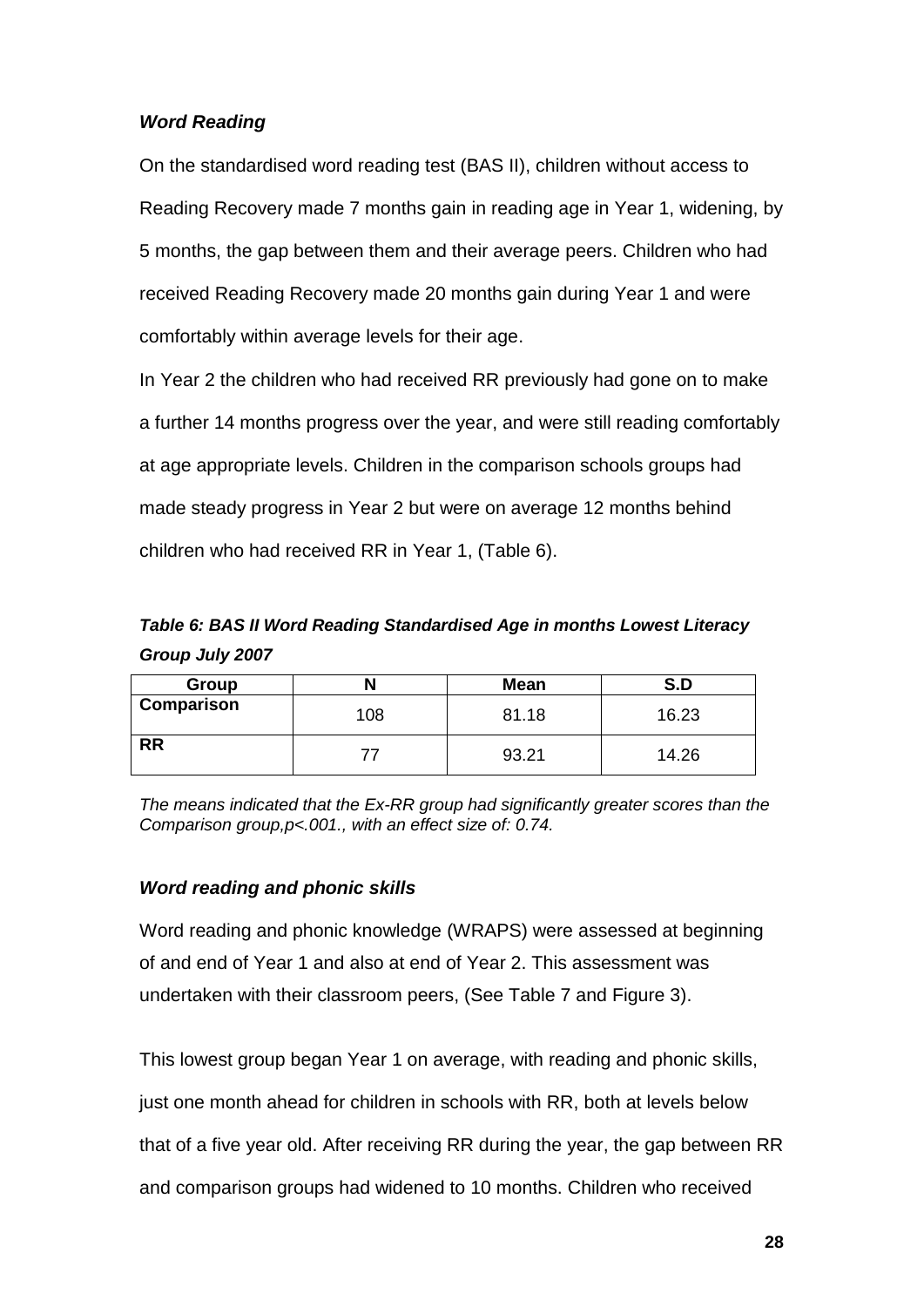### *Word Reading*

On the standardised word reading test (BAS II), children without access to Reading Recovery made 7 months gain in reading age in Year 1, widening, by 5 months, the gap between them and their average peers. Children who had received Reading Recovery made 20 months gain during Year 1 and were comfortably within average levels for their age.

In Year 2 the children who had received RR previously had gone on to make a further 14 months progress over the year, and were still reading comfortably at age appropriate levels. Children in the comparison schools groups had made steady progress in Year 2 but were on average 12 months behind children who had received RR in Year 1, (Table 6).

***Table 6: BAS II Word Reading Standardised Age in months Lowest Literacy Group July 2007***

| Group | N | Mean | S.D |
|---|---|---|---|
| **Comparison** | 108 | 81.18 | 16.23 |
| **RR** | 77 | 93.21 | 14.26 |

*The means indicated that the Ex-RR group had significantly greater scores than the Comparison group,p<.001., with an effect size of: 0.74.*

### *Word reading and phonic skills*

Word reading and phonic knowledge (WRAPS) were assessed at beginning of and end of Year 1 and also at end of Year 2. This assessment was undertaken with their classroom peers, (See Table 7 and Figure 3).

This lowest group began Year 1 on average, with reading and phonic skills, just one month ahead for children in schools with RR, both at levels below that of a five year old. After receiving RR during the year, the gap between RR and comparison groups had widened to 10 months. Children who received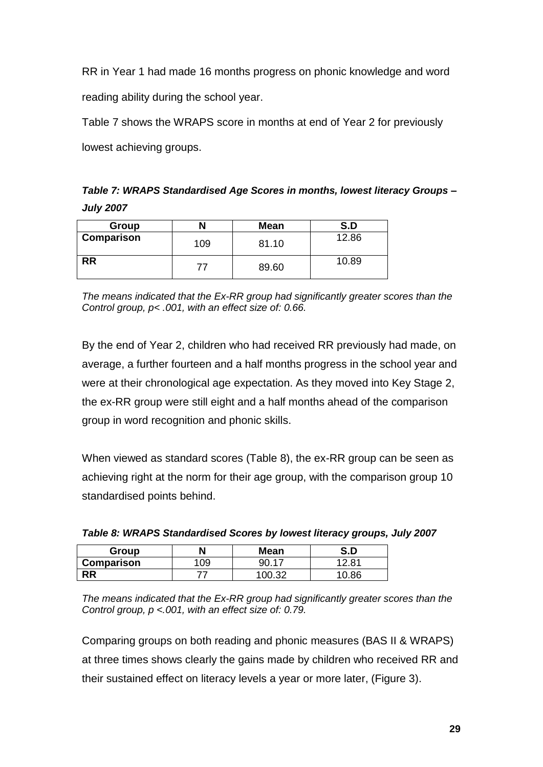RR in Year 1 had made 16 months progress on phonic knowledge and word reading ability during the school year.

Table 7 shows the WRAPS score in months at end of Year 2 for previously lowest achieving groups.

***Table 7: WRAPS Standardised Age Scores in months, lowest literacy Groups – July 2007***

| Group | N | Mean | S.D |
|---|---|---|---|
| **Comparison** | 109 | 81.10 | 12.86 |
| **RR** | 77 | 89.60 | 10.89 |

*The means indicated that the Ex-RR group had significantly greater scores than the Control group, $p < .001$, with an effect size of: 0.66.*

By the end of Year 2, children who had received RR previously had made, on average, a further fourteen and a half months progress in the school year and were at their chronological age expectation. As they moved into Key Stage 2, the ex-RR group were still eight and a half months ahead of the comparison group in word recognition and phonic skills.

When viewed as standard scores (Table 8), the ex-RR group can be seen as achieving right at the norm for their age group, with the comparison group 10 standardised points behind.

***Table 8: WRAPS Standardised Scores by lowest literacy groups, July 2007***

| Group | N | Mean | S.D |
|---|---|---|---|
| **Comparison** | 109 | 90.17 | 12.81 |
| **RR** | 77 | 100.32 | 10.86 |

*The means indicated that the Ex-RR group had significantly greater scores than the Control group, $p < .001$, with an effect size of: 0.79.*

Comparing groups on both reading and phonic measures (BAS II & WRAPS) at three times shows clearly the gains made by children who received RR and their sustained effect on literacy levels a year or more later, (Figure 3).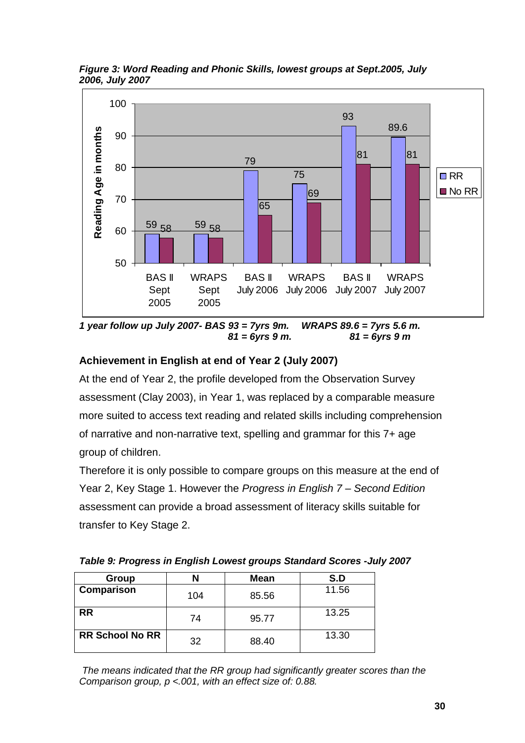*Figure 3: Word Reading and Phonic Skills, lowest groups at Sept.2005, July 2006, July 2007*

*1 year follow up July 2007- BAS 93 = 7yrs 9m. WRAPS 89.6 = 7yrs 5.6 m.*
*81 = 6yrs 9 m. 81 = 6yrs 9 m*

**Achievement in English at end of Year 2 (July 2007)**

At the end of Year 2, the profile developed from the Observation Survey assessment (Clay 2003), in Year 1, was replaced by a comparable measure more suited to access text reading and related skills including comprehension of narrative and non-narrative text, spelling and grammar for this 7+ age group of children.

Therefore it is only possible to compare groups on this measure at the end of Year 2, Key Stage 1. However the *Progress in English 7 – Second Edition* assessment can provide a broad assessment of literacy skills suitable for transfer to Key Stage 2.

*Table 9: Progress in English Lowest groups Standard Scores -July 2007*

| Group | N | Mean | S.D |
|---|---|---|---|
| **Comparison** | 104 | 85.56 | 11.56 |
| **RR** | 74 | 95.77 | 13.25 |
| **RR School No RR** | 32 | 88.40 | 13.30 |

*The means indicated that the RR group had significantly greater scores than the Comparison group, $p < .001$, with an effect size of: 0.88.*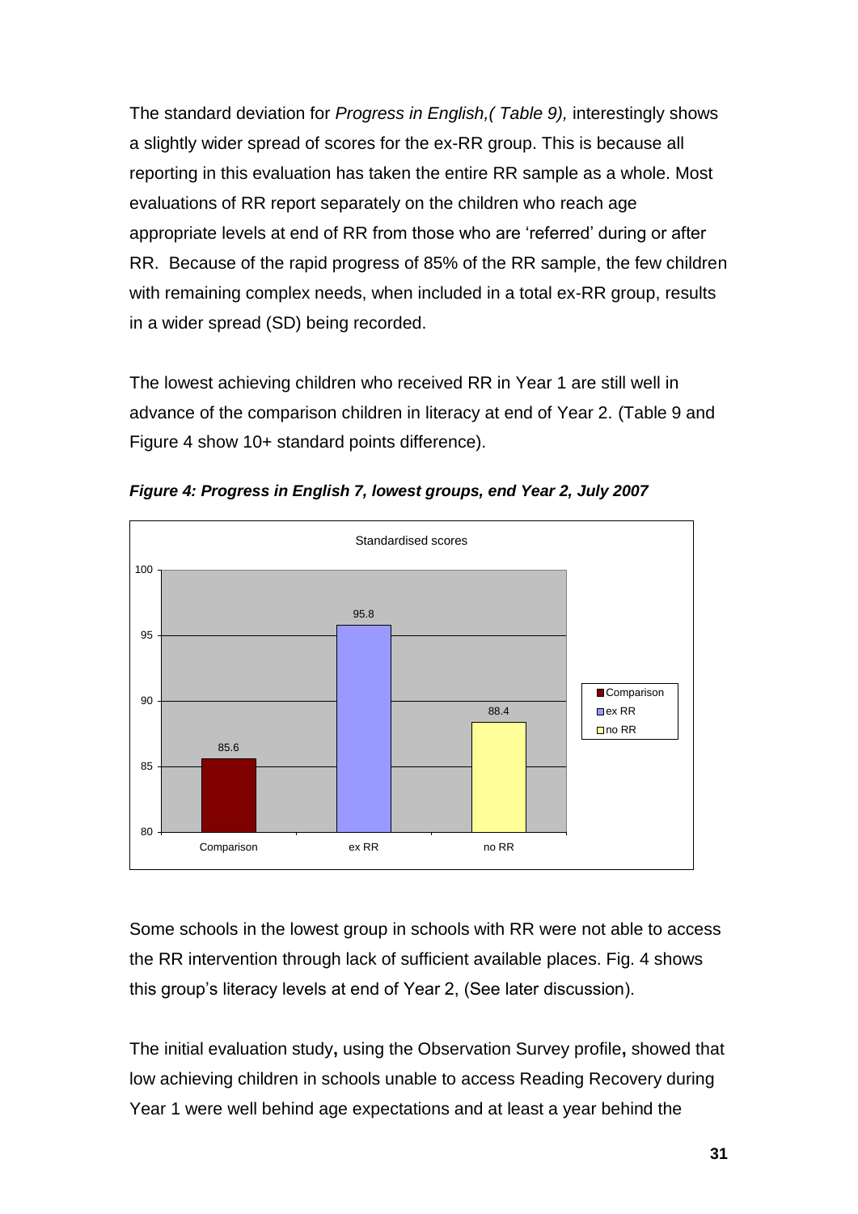The standard deviation for *Progress in English,( Table 9),* interestingly shows a slightly wider spread of scores for the ex-RR group. This is because all reporting in this evaluation has taken the entire RR sample as a whole. Most evaluations of RR report separately on the children who reach age appropriate levels at end of RR from those who are 'referred' during or after RR. Because of the rapid progress of 85% of the RR sample, the few children with remaining complex needs, when included in a total ex-RR group, results in a wider spread (SD) being recorded.

The lowest achieving children who received RR in Year 1 are still well in advance of the comparison children in literacy at end of Year 2. (Table 9 and Figure 4 show 10+ standard points difference).

***Figure 4: Progress in English 7, lowest groups, end Year 2, July 2007***

Standardised scores

| Group | Score |
|---|---|
| Comparison | 85.6 |
| ex RR | 95.8 |
| no RR | 88.4 |

Some schools in the lowest group in schools with RR were not able to access the RR intervention through lack of sufficient available places. Fig. 4 shows this group's literacy levels at end of Year 2, (See later discussion).

The initial evaluation study**,** using the Observation Survey profile**,** showed that low achieving children in schools unable to access Reading Recovery during Year 1 were well behind age expectations and at least a year behind the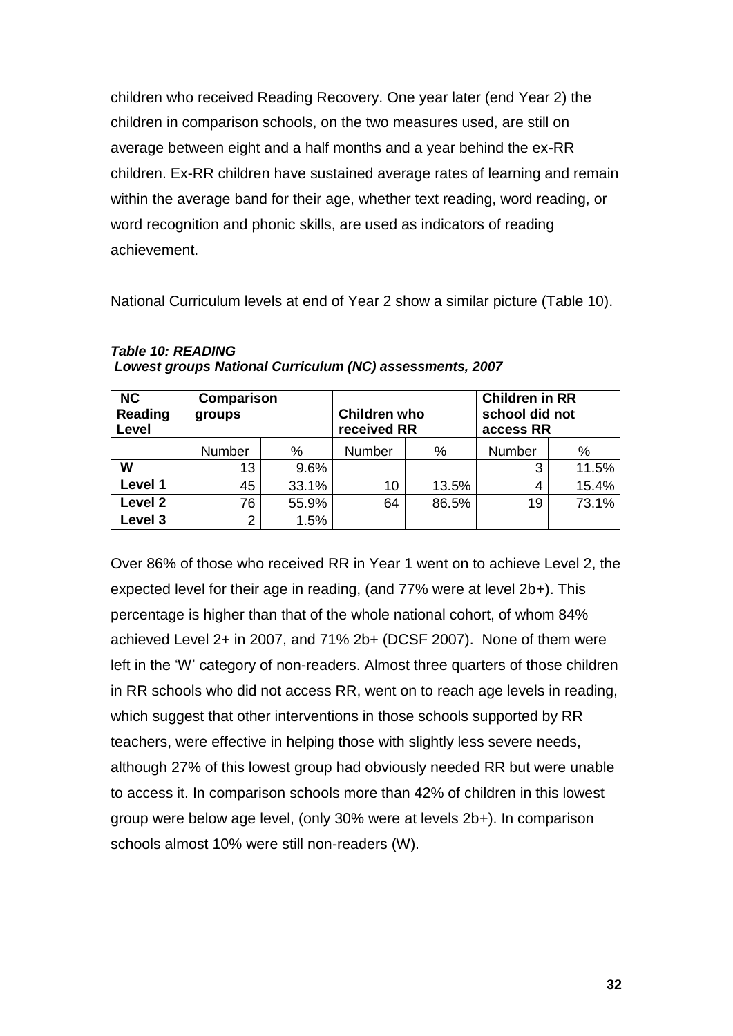children who received Reading Recovery. One year later (end Year 2) the children in comparison schools, on the two measures used, are still on average between eight and a half months and a year behind the ex-RR children. Ex-RR children have sustained average rates of learning and remain within the average band for their age, whether text reading, word reading, or word recognition and phonic skills, are used as indicators of reading achievement.

National Curriculum levels at end of Year 2 show a similar picture (Table 10).

***Table 10: READING***
***Lowest groups National Curriculum (NC) assessments, 2007***

| **NC Reading Level** | **Comparison groups** | | **Children who received RR** | | **Children in RR school did not access RR** | |
|---|---|---|---|---|---|---|
| | Number | % | Number | % | Number | % |
| **W** | 13 | 9.6% | | | 3 | 11.5% |
| **Level 1** | 45 | 33.1% | 10 | 13.5% | 4 | 15.4% |
| **Level 2** | 76 | 55.9% | 64 | 86.5% | 19 | 73.1% |
| **Level 3** | 2 | 1.5% | | | | |

Over 86% of those who received RR in Year 1 went on to achieve Level 2, the expected level for their age in reading, (and 77% were at level 2b+). This percentage is higher than that of the whole national cohort, of whom 84% achieved Level 2+ in 2007, and 71% 2b+ (DCSF 2007). None of them were left in the 'W' category of non-readers. Almost three quarters of those children in RR schools who did not access RR, went on to reach age levels in reading, which suggest that other interventions in those schools supported by RR teachers, were effective in helping those with slightly less severe needs, although 27% of this lowest group had obviously needed RR but were unable to access it. In comparison schools more than 42% of children in this lowest group were below age level, (only 30% were at levels 2b+). In comparison schools almost 10% were still non-readers (W).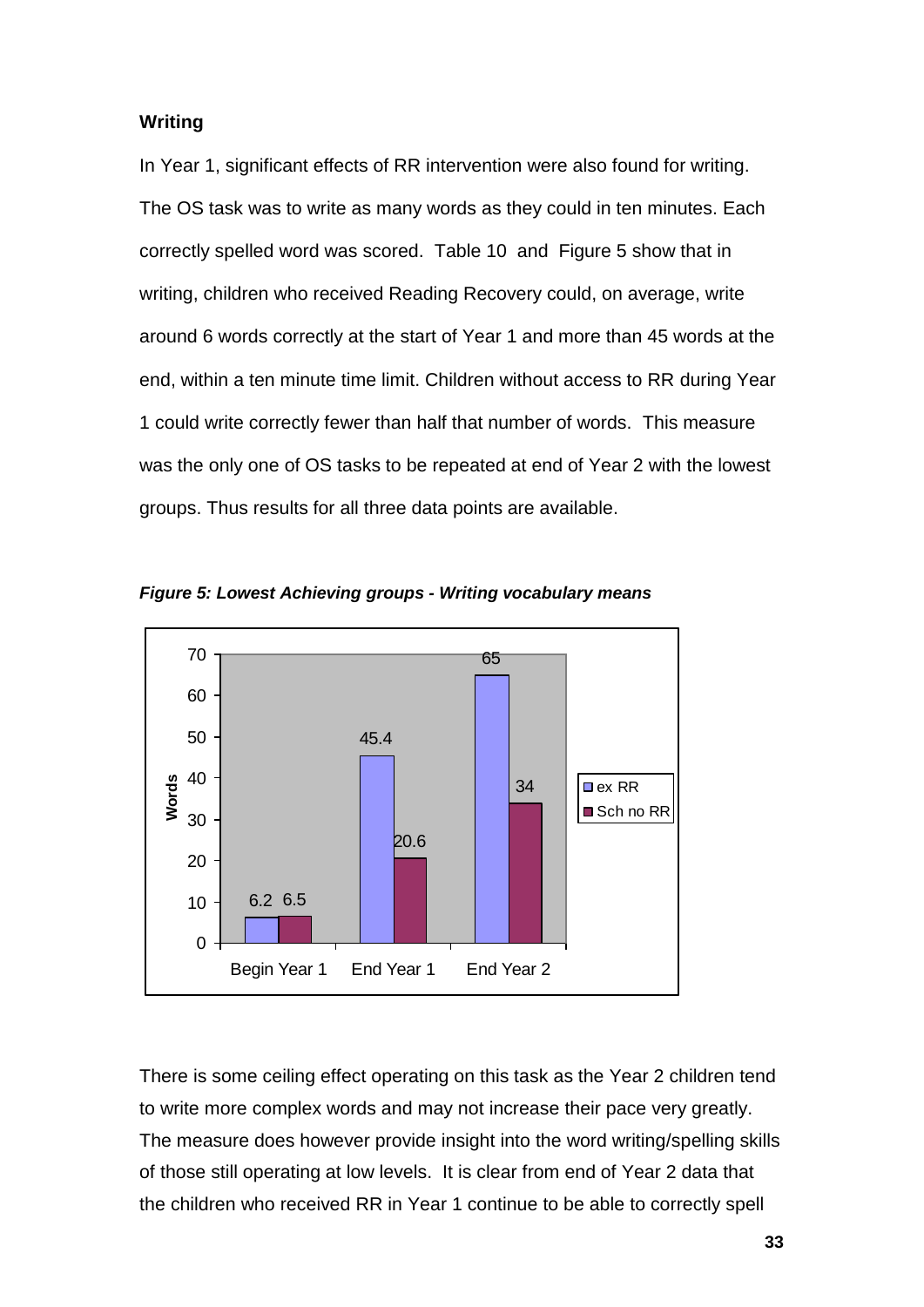**Writing**

In Year 1, significant effects of RR intervention were also found for writing. The OS task was to write as many words as they could in ten minutes. Each correctly spelled word was scored. Table 10 and Figure 5 show that in writing, children who received Reading Recovery could, on average, write around 6 words correctly at the start of Year 1 and more than 45 words at the end, within a ten minute time limit. Children without access to RR during Year 1 could write correctly fewer than half that number of words. This measure was the only one of OS tasks to be repeated at end of Year 2 with the lowest groups. Thus results for all three data points are available.

***Figure 5: Lowest Achieving groups - Writing vocabulary means***

| | Begin Year 1 | End Year 1 | End Year 2 |
|---|---|---|---|
| ex RR | 6.2 | 45.4 | 65 |
| Sch no RR | 6.5 | 20.6 | 34 |

There is some ceiling effect operating on this task as the Year 2 children tend to write more complex words and may not increase their pace very greatly. The measure does however provide insight into the word writing/spelling skills of those still operating at low levels. It is clear from end of Year 2 data that the children who received RR in Year 1 continue to be able to correctly spell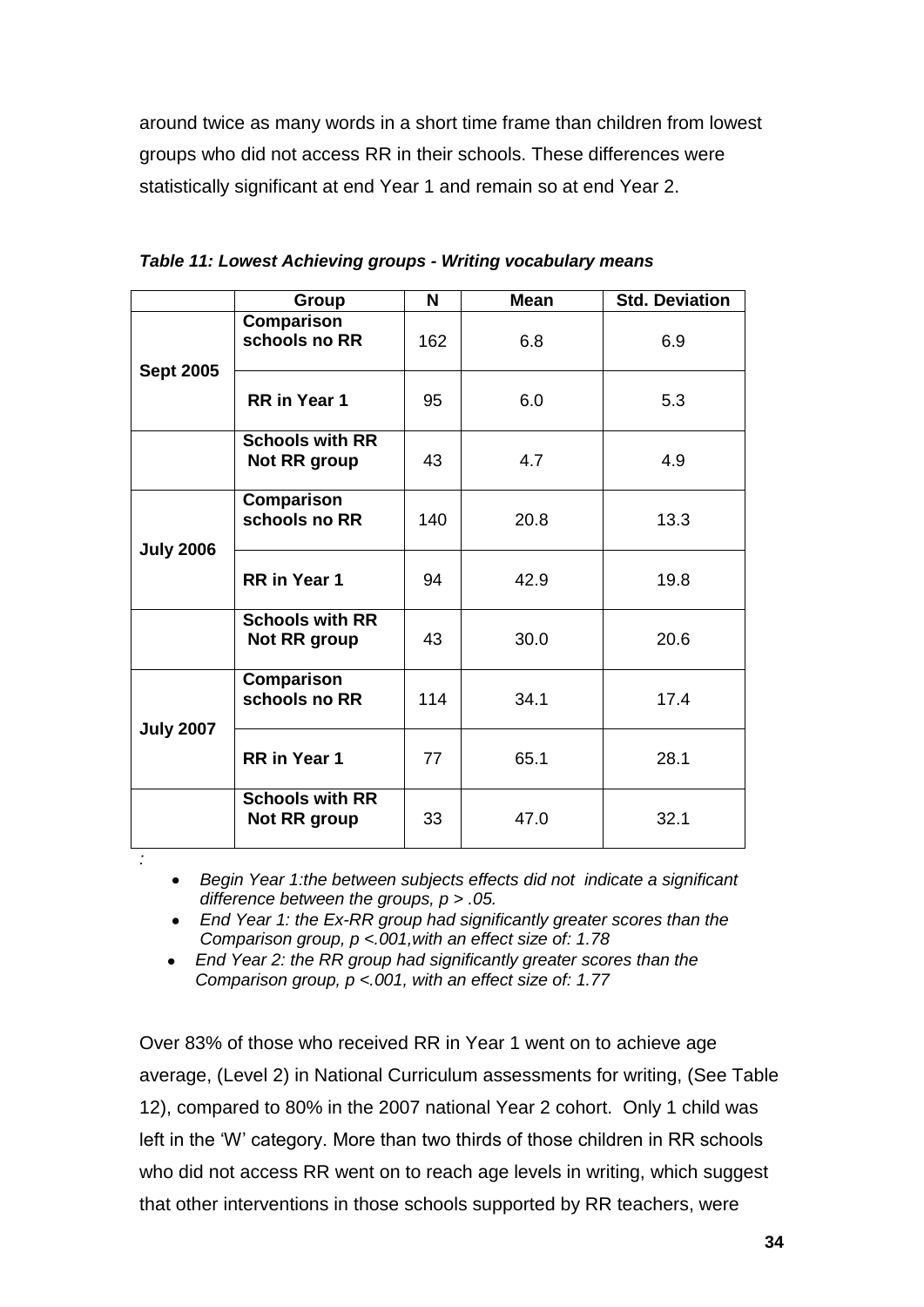around twice as many words in a short time frame than children from lowest groups who did not access RR in their schools. These differences were statistically significant at end Year 1 and remain so at end Year 2.

***Table 11: Lowest Achieving groups - Writing vocabulary means***

| | Group | N | Mean | Std. Deviation |
|---|---|---|---|---|
| **Sept 2005** | **Comparison schools no RR** | 162 | 6.8 | 6.9 |
| | **RR in Year 1** | 95 | 6.0 | 5.3 |
| | **Schools with RR Not RR group** | 43 | 4.7 | 4.9 |
| **July 2006** | **Comparison schools no RR** | 140 | 20.8 | 13.3 |
| | **RR in Year 1** | 94 | 42.9 | 19.8 |
| | **Schools with RR Not RR group** | 43 | 30.0 | 20.6 |
| **July 2007** | **Comparison schools no RR** | 114 | 34.1 | 17.4 |
| | **RR in Year 1** | 77 | 65.1 | 28.1 |
| | **Schools with RR Not RR group** | 33 | 47.0 | 32.1 |

*:*

- *Begin Year 1:the between subjects effects did not indicate a significant difference between the groups, $p > .05$.*
- *End Year 1: the Ex-RR group had significantly greater scores than the Comparison group, $p < .001$,with an effect size of: 1.78*
- *End Year 2: the RR group had significantly greater scores than the Comparison group, $p < .001$, with an effect size of: 1.77*

Over 83% of those who received RR in Year 1 went on to achieve age average, (Level 2) in National Curriculum assessments for writing, (See Table 12), compared to 80% in the 2007 national Year 2 cohort. Only 1 child was left in the 'W' category. More than two thirds of those children in RR schools who did not access RR went on to reach age levels in writing, which suggest that other interventions in those schools supported by RR teachers, were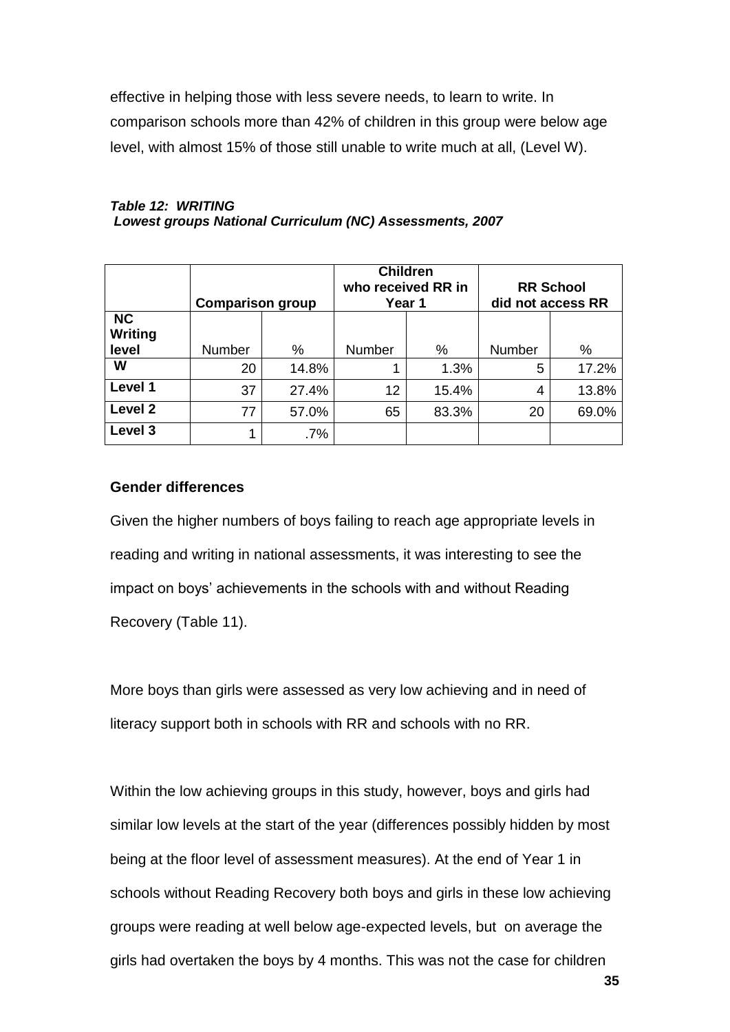effective in helping those with less severe needs, to learn to write. In comparison schools more than 42% of children in this group were below age level, with almost 15% of those still unable to write much at all, (Level W).

***Table 12: WRITING***
***Lowest groups National Curriculum (NC) Assessments, 2007***

| | Comparison group | | Children who received RR in Year 1 | | RR School did not access RR | |
|---|---|---|---|---|---|---|
| **NC Writing level** | Number | % | Number | % | Number | % |
| **W** | 20 | 14.8% | 1 | 1.3% | 5 | 17.2% |
| **Level 1** | 37 | 27.4% | 12 | 15.4% | 4 | 13.8% |
| **Level 2** | 77 | 57.0% | 65 | 83.3% | 20 | 69.0% |
| **Level 3** | 1 | .7% | | | | |

**Gender differences**

Given the higher numbers of boys failing to reach age appropriate levels in reading and writing in national assessments, it was interesting to see the impact on boys' achievements in the schools with and without Reading Recovery (Table 11).

More boys than girls were assessed as very low achieving and in need of literacy support both in schools with RR and schools with no RR.

Within the low achieving groups in this study, however, boys and girls had similar low levels at the start of the year (differences possibly hidden by most being at the floor level of assessment measures). At the end of Year 1 in schools without Reading Recovery both boys and girls in these low achieving groups were reading at well below age-expected levels, but on average the girls had overtaken the boys by 4 months. This was not the case for children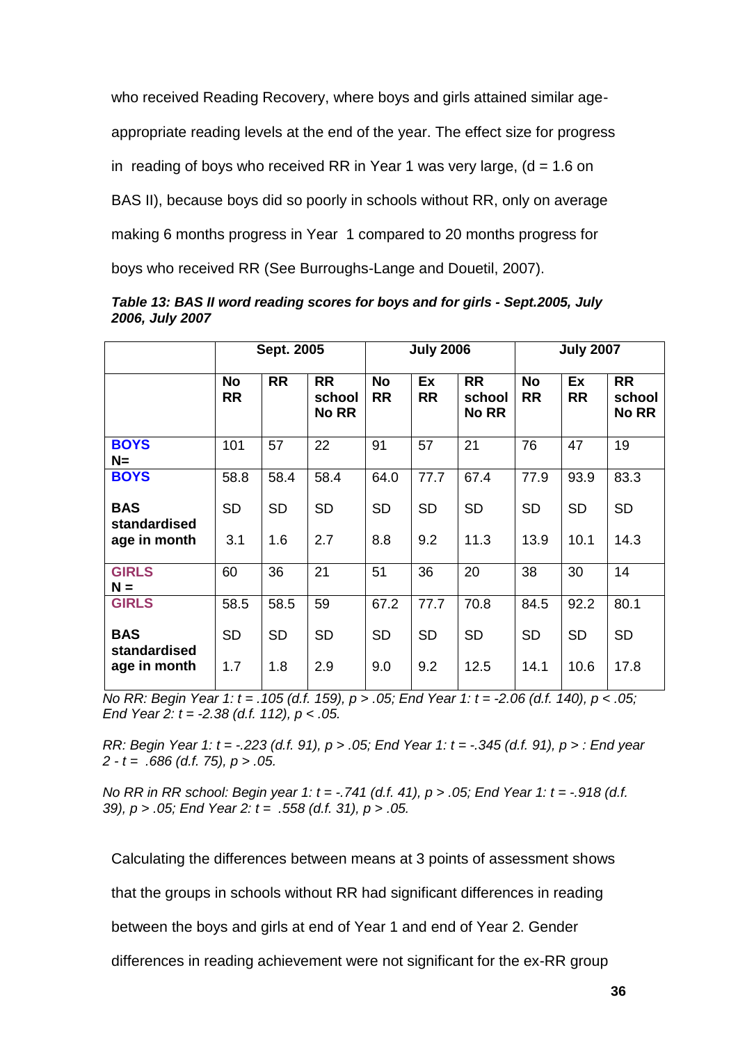who received Reading Recovery, where boys and girls attained similar age-appropriate reading levels at the end of the year. The effect size for progress in reading of boys who received RR in Year 1 was very large, ($d = 1.6$ on BAS II), because boys did so poorly in schools without RR, only on average making 6 months progress in Year 1 compared to 20 months progress for boys who received RR (See Burroughs-Lange and Douetil, 2007).

***Table 13: BAS II word reading scores for boys and for girls - Sept.2005, July 2006, July 2007***

| | Sept. 2005 | | | July 2006 | | | July 2007 | | |
|---|---|---|---|---|---|---|---|---|---|
| | **No RR** | **RR** | **RR school No RR** | **No RR** | **Ex RR** | **RR school No RR** | **No RR** | **Ex RR** | **RR school No RR** |
| **BOYS N=** | 101 | 57 | 22 | 91 | 57 | 21 | 76 | 47 | 19 |
| **BOYS BAS standardised age in month** | 58.8 SD 3.1 | 58.4 SD 1.6 | 58.4 SD 2.7 | 64.0 SD 8.8 | 77.7 SD 9.2 | 67.4 SD 11.3 | 77.9 SD 13.9 | 93.9 SD 10.1 | 83.3 SD 14.3 |
| **GIRLS N =** | 60 | 36 | 21 | 51 | 36 | 20 | 38 | 30 | 14 |
| **GIRLS BAS standardised age in month** | 58.5 SD 1.7 | 58.5 SD 1.8 | 59 SD 2.9 | 67.2 SD 9.0 | 77.7 SD 9.2 | 70.8 SD 12.5 | 84.5 SD 14.1 | 92.2 SD 10.6 | 80.1 SD 17.8 |

*No RR: Begin Year 1: $t = .105$ (d.f. 159), $p > .05$; End Year 1: $t = -2.06$ (d.f. 140), $p < .05$; End Year 2: $t = -2.38$ (d.f. 112), $p < .05$.*

*RR: Begin Year 1: $t = -.223$ (d.f. 91), $p > .05$; End Year 1: $t = -.345$ (d.f. 91), $p >$ : End year 2 - $t = .686$ (d.f. 75), $p > .05$.*

*No RR in RR school: Begin year 1: $t = -.741$ (d.f. 41), $p > .05$; End Year 1: $t = -.918$ (d.f. 39), $p > .05$; End Year 2: $t = .558$ (d.f. 31), $p > .05$.*

Calculating the differences between means at 3 points of assessment shows that the groups in schools without RR had significant differences in reading between the boys and girls at end of Year 1 and end of Year 2. Gender differences in reading achievement were not significant for the ex-RR group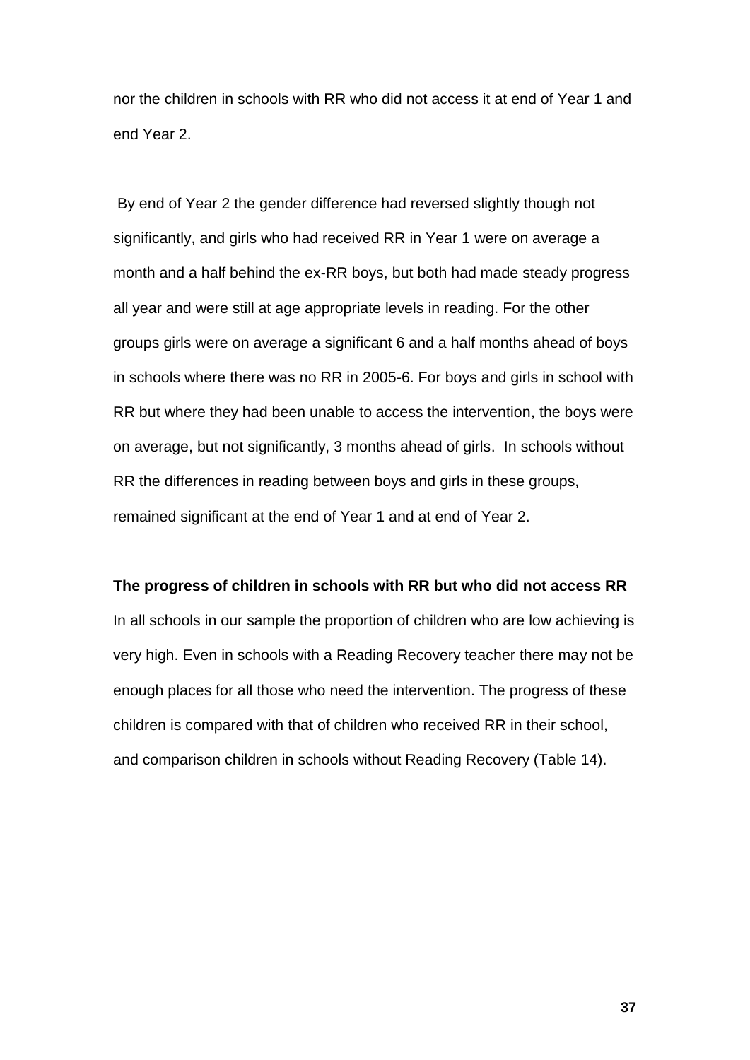nor the children in schools with RR who did not access it at end of Year 1 and end Year 2.

By end of Year 2 the gender difference had reversed slightly though not significantly, and girls who had received RR in Year 1 were on average a month and a half behind the ex-RR boys, but both had made steady progress all year and were still at age appropriate levels in reading. For the other groups girls were on average a significant 6 and a half months ahead of boys in schools where there was no RR in 2005-6. For boys and girls in school with RR but where they had been unable to access the intervention, the boys were on average, but not significantly, 3 months ahead of girls. In schools without RR the differences in reading between boys and girls in these groups, remained significant at the end of Year 1 and at end of Year 2.

**The progress of children in schools with RR but who did not access RR**

In all schools in our sample the proportion of children who are low achieving is very high. Even in schools with a Reading Recovery teacher there may not be enough places for all those who need the intervention. The progress of these children is compared with that of children who received RR in their school, and comparison children in schools without Reading Recovery (Table 14).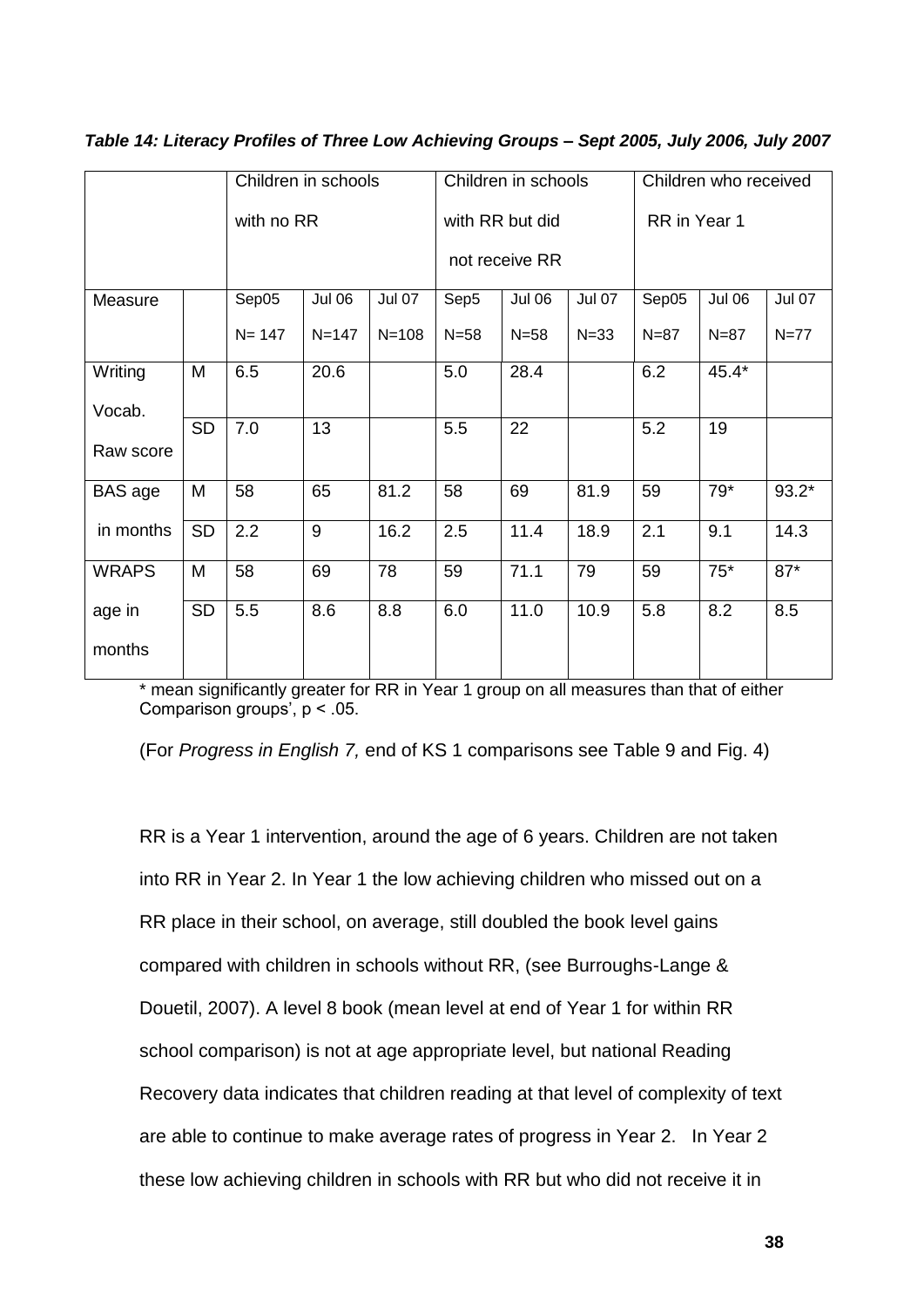***Table 14: Literacy Profiles of Three Low Achieving Groups – Sept 2005, July 2006, July 2007***

| | | Children in schools with no RR | | | Children in schools with RR but did not receive RR | | | Children who received RR in Year 1 | | |
|---|---|---|---|---|---|---|---|---|---|---|
| Measure | | Sep05 N= 147 | Jul 06 N=147 | Jul 07 N=108 | Sep5 N=58 | Jul 06 N=58 | Jul 07 N=33 | Sep05 N=87 | Jul 06 N=87 | Jul 07 N=77 |
| Writing Vocab. Raw score | M | 6.5 | 20.6 | | 5.0 | 28.4 | | 6.2 | 45.4* | |
| | SD | 7.0 | 13 | | 5.5 | 22 | | 5.2 | 19 | |
| BAS age in months | M | 58 | 65 | 81.2 | 58 | 69 | 81.9 | 59 | 79* | 93.2* |
| | SD | 2.2 | 9 | 16.2 | 2.5 | 11.4 | 18.9 | 2.1 | 9.1 | 14.3 |
| WRAPS age in months | M | 58 | 69 | 78 | 59 | 71.1 | 79 | 59 | 75* | 87* |
| | SD | 5.5 | 8.6 | 8.8 | 6.0 | 11.0 | 10.9 | 5.8 | 8.2 | 8.5 |

* mean significantly greater for RR in Year 1 group on all measures than that of either Comparison groups', $p < .05$.

(For *Progress in English 7,* end of KS 1 comparisons see Table 9 and Fig. 4)

RR is a Year 1 intervention, around the age of 6 years. Children are not taken into RR in Year 2. In Year 1 the low achieving children who missed out on a RR place in their school, on average, still doubled the book level gains compared with children in schools without RR, (see Burroughs-Lange & Douetil, 2007). A level 8 book (mean level at end of Year 1 for within RR school comparison) is not at age appropriate level, but national Reading Recovery data indicates that children reading at that level of complexity of text are able to continue to make average rates of progress in Year 2. In Year 2 these low achieving children in schools with RR but who did not receive it in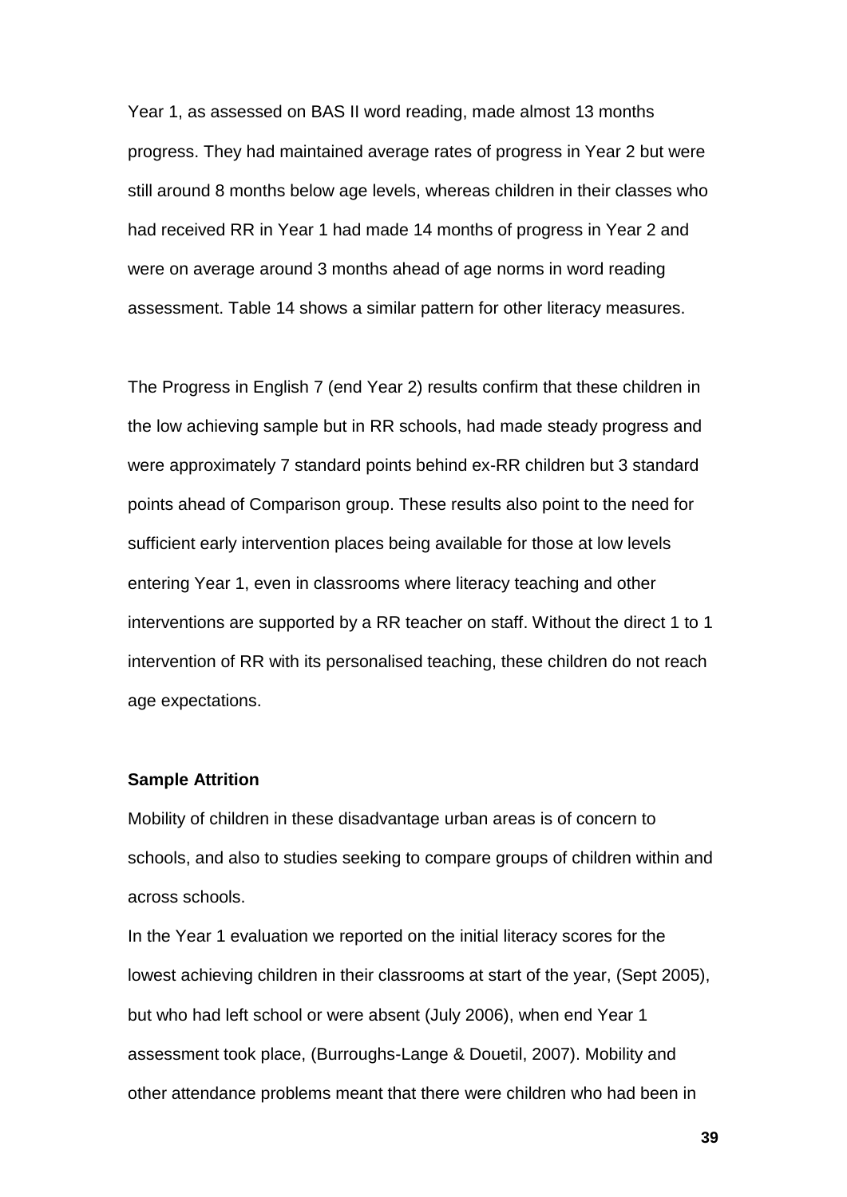Year 1, as assessed on BAS II word reading, made almost 13 months progress. They had maintained average rates of progress in Year 2 but were still around 8 months below age levels, whereas children in their classes who had received RR in Year 1 had made 14 months of progress in Year 2 and were on average around 3 months ahead of age norms in word reading assessment. Table 14 shows a similar pattern for other literacy measures.

The Progress in English 7 (end Year 2) results confirm that these children in the low achieving sample but in RR schools, had made steady progress and were approximately 7 standard points behind ex-RR children but 3 standard points ahead of Comparison group. These results also point to the need for sufficient early intervention places being available for those at low levels entering Year 1, even in classrooms where literacy teaching and other interventions are supported by a RR teacher on staff. Without the direct 1 to 1 intervention of RR with its personalised teaching, these children do not reach age expectations.

**Sample Attrition**

Mobility of children in these disadvantage urban areas is of concern to schools, and also to studies seeking to compare groups of children within and across schools.

In the Year 1 evaluation we reported on the initial literacy scores for the lowest achieving children in their classrooms at start of the year, (Sept 2005), but who had left school or were absent (July 2006), when end Year 1 assessment took place, (Burroughs-Lange & Douetil, 2007). Mobility and other attendance problems meant that there were children who had been in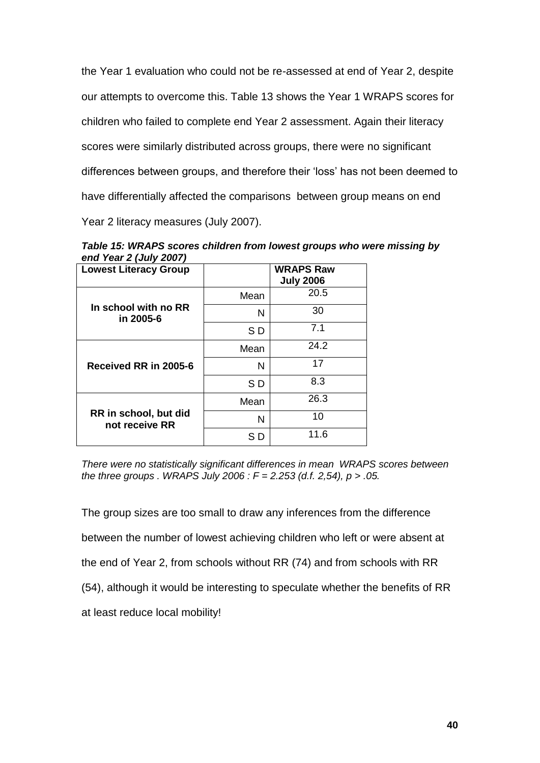the Year 1 evaluation who could not be re-assessed at end of Year 2, despite our attempts to overcome this. Table 13 shows the Year 1 WRAPS scores for children who failed to complete end Year 2 assessment. Again their literacy scores were similarly distributed across groups, there were no significant differences between groups, and therefore their 'loss' has not been deemed to have differentially affected the comparisons between group means on end Year 2 literacy measures (July 2007).

***Table 15: WRAPS scores children from lowest groups who were missing by end Year 2 (July 2007)***

| Lowest Literacy Group | | WRAPS Raw July 2006 |
|---|---|---|
| **In school with no RR in 2005-6** | Mean | 20.5 |
| | N | 30 |
| | S D | 7.1 |
| **Received RR in 2005-6** | Mean | 24.2 |
| | N | 17 |
| | S D | 8.3 |
| **RR in school, but did not receive RR** | Mean | 26.3 |
| | N | 10 |
| | S D | 11.6 |

*There were no statistically significant differences in mean WRAPS scores between the three groups . WRAPS July 2006 : $F = 2.253$ (d.f. 2,54), $p > .05$.*

The group sizes are too small to draw any inferences from the difference between the number of lowest achieving children who left or were absent at the end of Year 2, from schools without RR (74) and from schools with RR (54), although it would be interesting to speculate whether the benefits of RR at least reduce local mobility!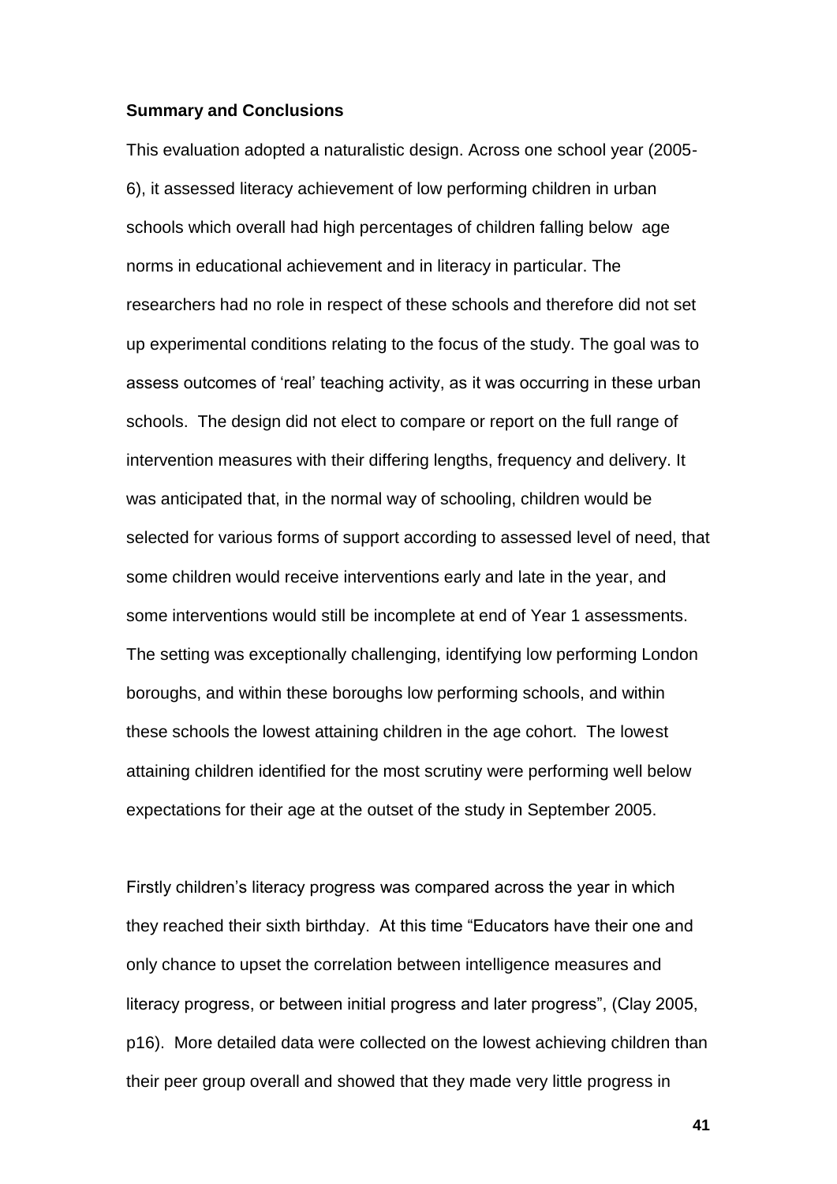**Summary and Conclusions**

This evaluation adopted a naturalistic design. Across one school year (2005-6), it assessed literacy achievement of low performing children in urban schools which overall had high percentages of children falling below age norms in educational achievement and in literacy in particular. The researchers had no role in respect of these schools and therefore did not set up experimental conditions relating to the focus of the study. The goal was to assess outcomes of 'real' teaching activity, as it was occurring in these urban schools. The design did not elect to compare or report on the full range of intervention measures with their differing lengths, frequency and delivery. It was anticipated that, in the normal way of schooling, children would be selected for various forms of support according to assessed level of need, that some children would receive interventions early and late in the year, and some interventions would still be incomplete at end of Year 1 assessments. The setting was exceptionally challenging, identifying low performing London boroughs, and within these boroughs low performing schools, and within these schools the lowest attaining children in the age cohort. The lowest attaining children identified for the most scrutiny were performing well below expectations for their age at the outset of the study in September 2005.

Firstly children's literacy progress was compared across the year in which they reached their sixth birthday. At this time "Educators have their one and only chance to upset the correlation between intelligence measures and literacy progress, or between initial progress and later progress", (Clay 2005, p16). More detailed data were collected on the lowest achieving children than their peer group overall and showed that they made very little progress in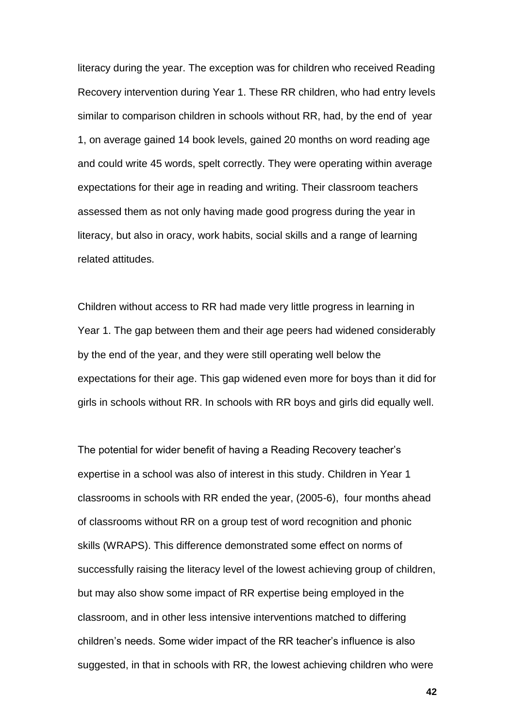literacy during the year. The exception was for children who received Reading Recovery intervention during Year 1. These RR children, who had entry levels similar to comparison children in schools without RR, had, by the end of year 1, on average gained 14 book levels, gained 20 months on word reading age and could write 45 words, spelt correctly. They were operating within average expectations for their age in reading and writing. Their classroom teachers assessed them as not only having made good progress during the year in literacy, but also in oracy, work habits, social skills and a range of learning related attitudes.

Children without access to RR had made very little progress in learning in Year 1. The gap between them and their age peers had widened considerably by the end of the year, and they were still operating well below the expectations for their age. This gap widened even more for boys than it did for girls in schools without RR. In schools with RR boys and girls did equally well.

The potential for wider benefit of having a Reading Recovery teacher's expertise in a school was also of interest in this study. Children in Year 1 classrooms in schools with RR ended the year, (2005-6), four months ahead of classrooms without RR on a group test of word recognition and phonic skills (WRAPS). This difference demonstrated some effect on norms of successfully raising the literacy level of the lowest achieving group of children, but may also show some impact of RR expertise being employed in the classroom, and in other less intensive interventions matched to differing children's needs. Some wider impact of the RR teacher's influence is also suggested, in that in schools with RR, the lowest achieving children who were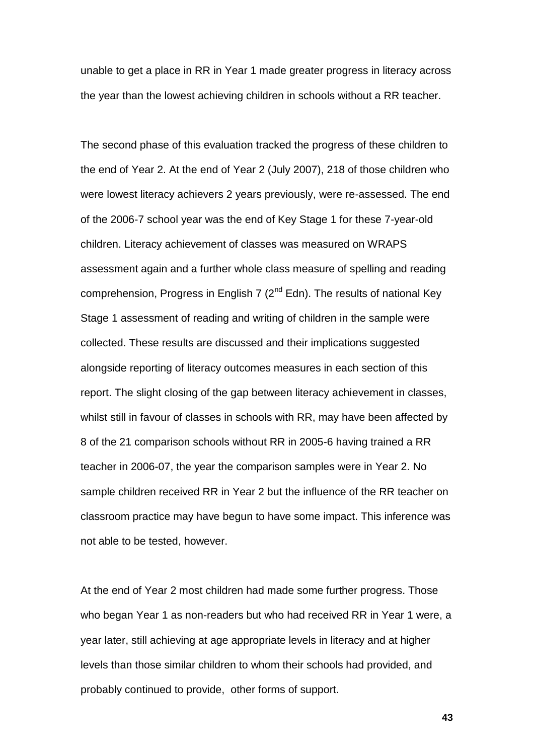unable to get a place in RR in Year 1 made greater progress in literacy across the year than the lowest achieving children in schools without a RR teacher.

The second phase of this evaluation tracked the progress of these children to the end of Year 2. At the end of Year 2 (July 2007), 218 of those children who were lowest literacy achievers 2 years previously, were re-assessed. The end of the 2006-7 school year was the end of Key Stage 1 for these 7-year-old children. Literacy achievement of classes was measured on WRAPS assessment again and a further whole class measure of spelling and reading comprehension, Progress in English 7 (2nd Edn). The results of national Key Stage 1 assessment of reading and writing of children in the sample were collected. These results are discussed and their implications suggested alongside reporting of literacy outcomes measures in each section of this report. The slight closing of the gap between literacy achievement in classes, whilst still in favour of classes in schools with RR, may have been affected by 8 of the 21 comparison schools without RR in 2005-6 having trained a RR teacher in 2006-07, the year the comparison samples were in Year 2. No sample children received RR in Year 2 but the influence of the RR teacher on classroom practice may have begun to have some impact. This inference was not able to be tested, however.

At the end of Year 2 most children had made some further progress. Those who began Year 1 as non-readers but who had received RR in Year 1 were, a year later, still achieving at age appropriate levels in literacy and at higher levels than those similar children to whom their schools had provided, and probably continued to provide, other forms of support.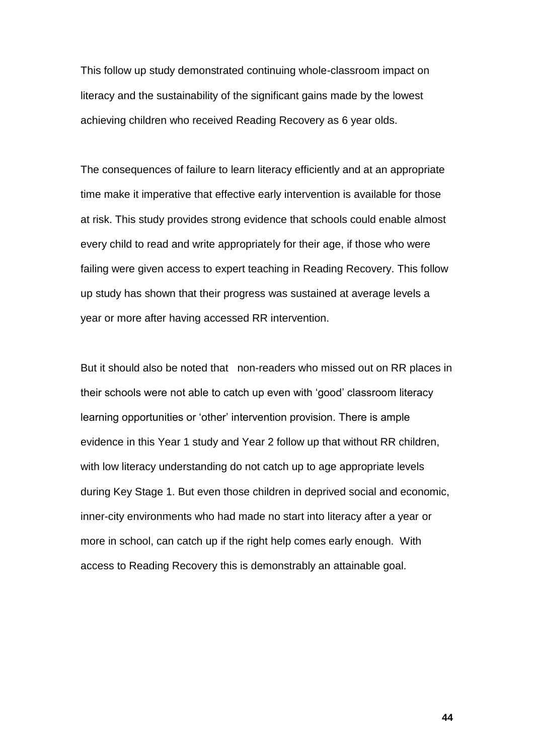This follow up study demonstrated continuing whole-classroom impact on literacy and the sustainability of the significant gains made by the lowest achieving children who received Reading Recovery as 6 year olds.

The consequences of failure to learn literacy efficiently and at an appropriate time make it imperative that effective early intervention is available for those at risk. This study provides strong evidence that schools could enable almost every child to read and write appropriately for their age, if those who were failing were given access to expert teaching in Reading Recovery. This follow up study has shown that their progress was sustained at average levels a year or more after having accessed RR intervention.

But it should also be noted that non-readers who missed out on RR places in their schools were not able to catch up even with 'good' classroom literacy learning opportunities or 'other' intervention provision. There is ample evidence in this Year 1 study and Year 2 follow up that without RR children, with low literacy understanding do not catch up to age appropriate levels during Key Stage 1. But even those children in deprived social and economic, inner-city environments who had made no start into literacy after a year or more in school, can catch up if the right help comes early enough. With access to Reading Recovery this is demonstrably an attainable goal.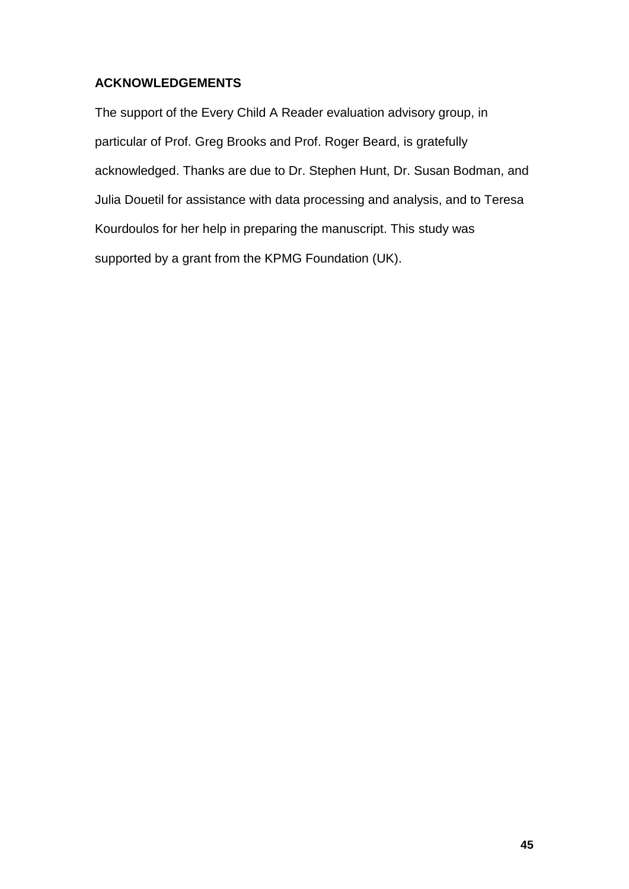## ACKNOWLEDGEMENTS

The support of the Every Child A Reader evaluation advisory group, in particular of Prof. Greg Brooks and Prof. Roger Beard, is gratefully acknowledged. Thanks are due to Dr. Stephen Hunt, Dr. Susan Bodman, and Julia Douetil for assistance with data processing and analysis, and to Teresa Kourdoulos for her help in preparing the manuscript. This study was supported by a grant from the KPMG Foundation (UK).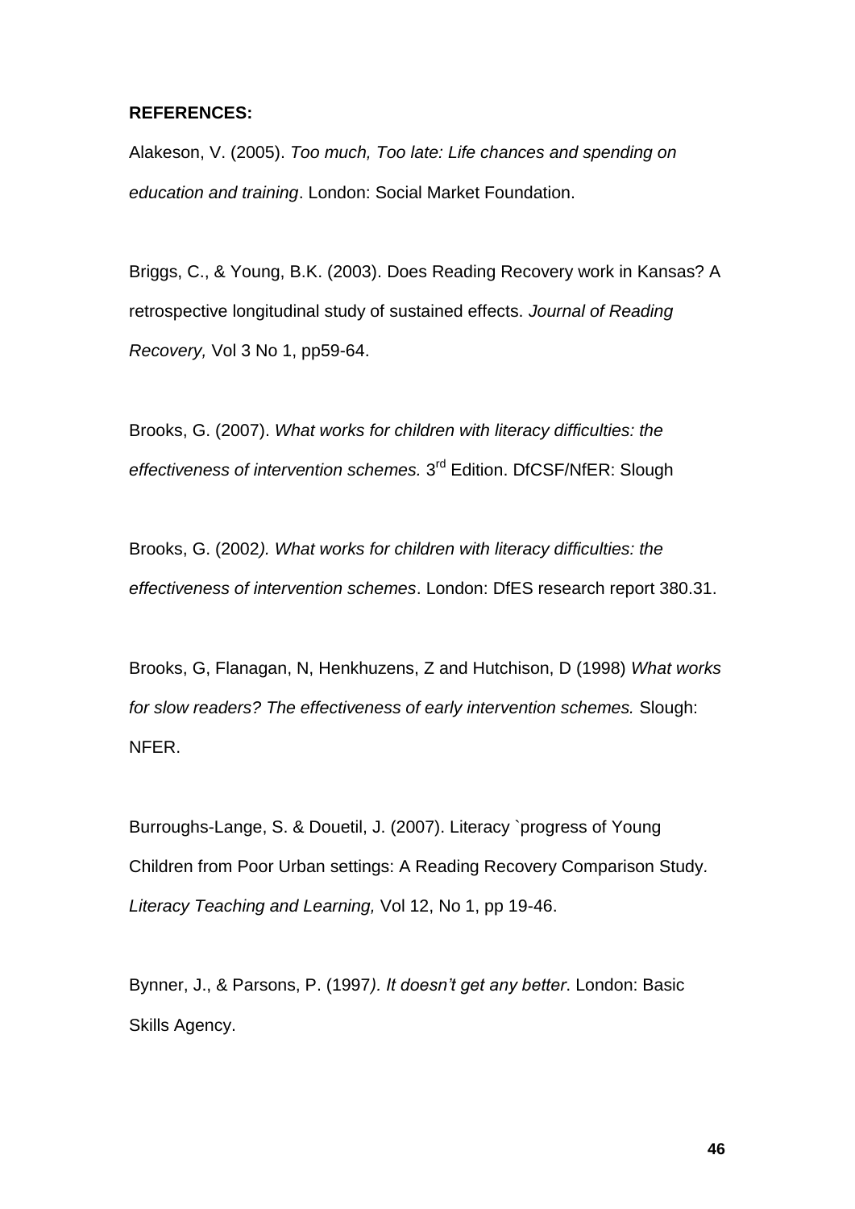**REFERENCES:**

Alakeson, V. (2005). *Too much, Too late: Life chances and spending on education and training*. London: Social Market Foundation.

Briggs, C., & Young, B.K. (2003). Does Reading Recovery work in Kansas? A retrospective longitudinal study of sustained effects. *Journal of Reading Recovery,* Vol 3 No 1, pp59-64.

Brooks, G. (2007). *What works for children with literacy difficulties: the effectiveness of intervention schemes.* 3rd Edition. DfCSF/NfER: Slough

Brooks, G. (2002*). What works for children with literacy difficulties: the effectiveness of intervention schemes*. London: DfES research report 380.31.

Brooks, G, Flanagan, N, Henkhuzens, Z and Hutchison, D (1998) *What works for slow readers? The effectiveness of early intervention schemes.* Slough: NFER.

Burroughs-Lange, S. & Douetil, J. (2007). Literacy `progress of Young Children from Poor Urban settings: A Reading Recovery Comparison Study. *Literacy Teaching and Learning,* Vol 12, No 1, pp 19-46.

Bynner, J., & Parsons, P. (1997*). It doesn't get any better*. London: Basic Skills Agency.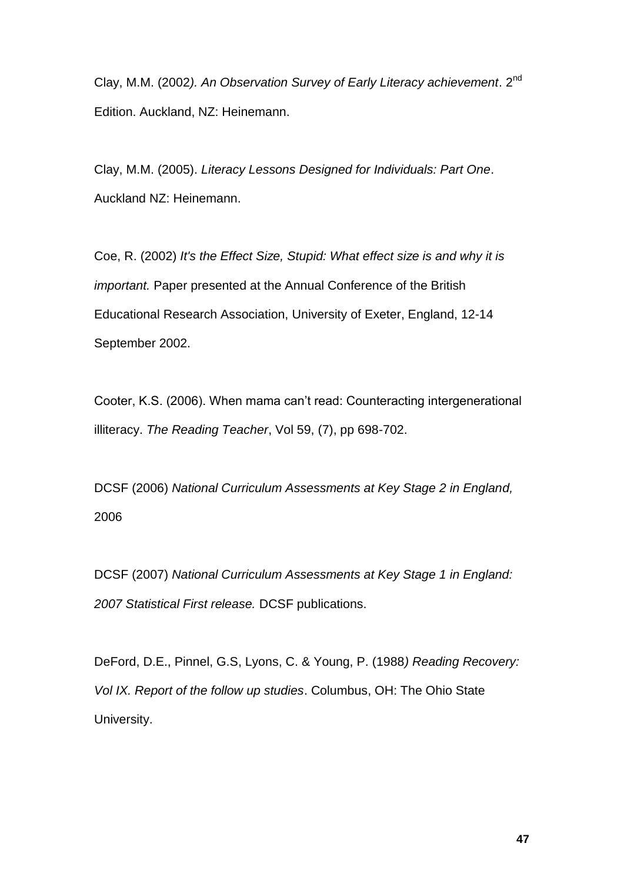Clay, M.M. (2002*). An Observation Survey of Early Literacy achievement*. 2nd Edition. Auckland, NZ: Heinemann.

Clay, M.M. (2005). *Literacy Lessons Designed for Individuals: Part One*. Auckland NZ: Heinemann.

Coe, R. (2002) *It's the Effect Size, Stupid: What effect size is and why it is important.* Paper presented at the Annual Conference of the British Educational Research Association, University of Exeter, England, 12-14 September 2002.

Cooter, K.S. (2006). When mama can't read: Counteracting intergenerational illiteracy. *The Reading Teacher*, Vol 59, (7), pp 698-702.

DCSF (2006) *National Curriculum Assessments at Key Stage 2 in England,* 2006

DCSF (2007) *National Curriculum Assessments at Key Stage 1 in England: 2007 Statistical First release.* DCSF publications.

DeFord, D.E., Pinnel, G.S, Lyons, C. & Young, P. (1988*) Reading Recovery: Vol IX. Report of the follow up studies*. Columbus, OH: The Ohio State University.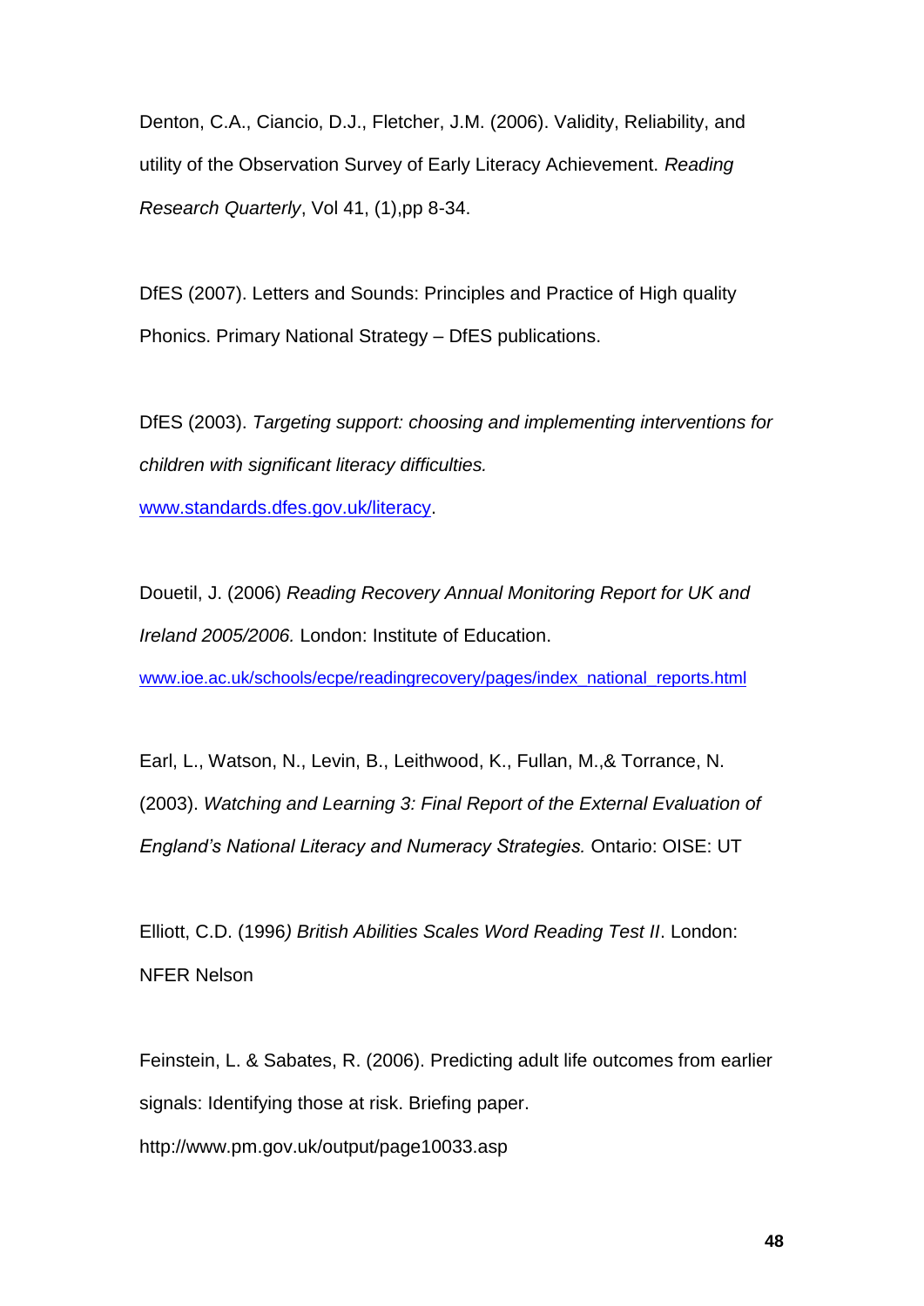Denton, C.A., Ciancio, D.J., Fletcher, J.M. (2006). Validity, Reliability, and utility of the Observation Survey of Early Literacy Achievement. *Reading Research Quarterly*, Vol 41, (1),pp 8-34.

DfES (2007). Letters and Sounds: Principles and Practice of High quality Phonics. Primary National Strategy – DfES publications.

DfES (2003). *Targeting support: choosing and implementing interventions for children with significant literacy difficulties.* www.standards.dfes.gov.uk/literacy.

Douetil, J. (2006) *Reading Recovery Annual Monitoring Report for UK and Ireland 2005/2006.* London: Institute of Education. www.ioe.ac.uk/schools/ecpe/readingrecovery/pages/index_national_reports.html

Earl, L., Watson, N., Levin, B., Leithwood, K., Fullan, M.,& Torrance, N. (2003). *Watching and Learning 3: Final Report of the External Evaluation of England's National Literacy and Numeracy Strategies.* Ontario: OISE: UT

Elliott, C.D. (1996*) British Abilities Scales Word Reading Test II*. London: NFER Nelson

Feinstein, L. & Sabates, R. (2006). Predicting adult life outcomes from earlier signals: Identifying those at risk. Briefing paper. http://www.pm.gov.uk/output/page10033.asp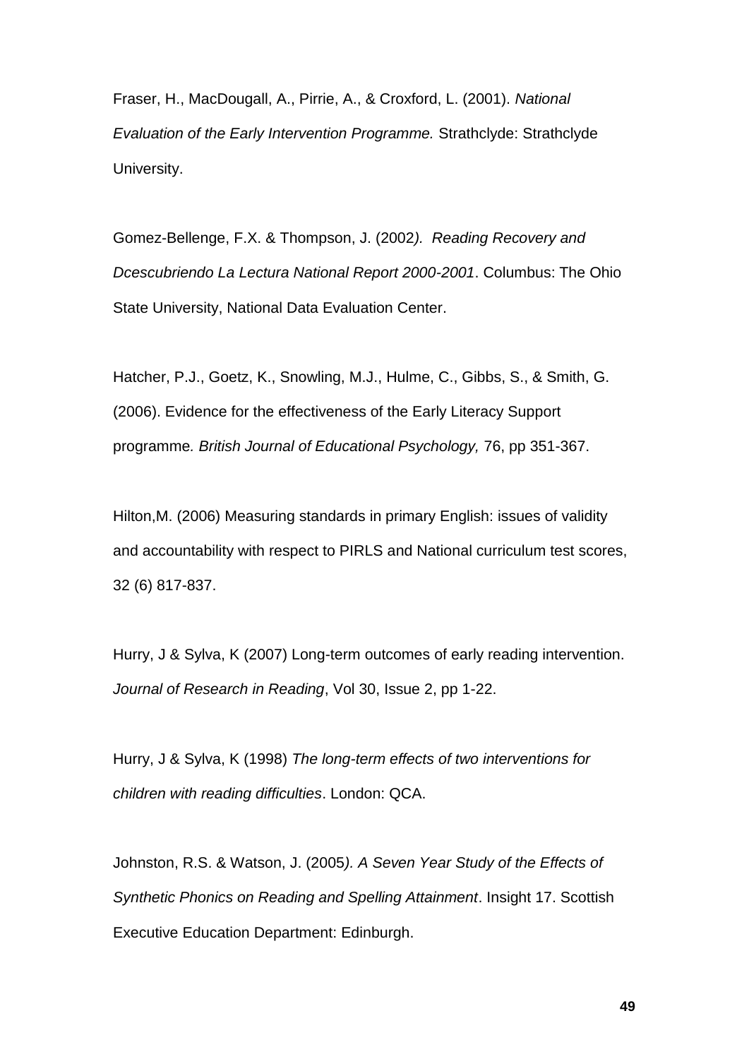Fraser, H., MacDougall, A., Pirrie, A., & Croxford, L. (2001). *National Evaluation of the Early Intervention Programme.* Strathclyde: Strathclyde University.

Gomez-Bellenge, F.X. & Thompson, J. (2002*). Reading Recovery and Dcescubriendo La Lectura National Report 2000-2001*. Columbus: The Ohio State University, National Data Evaluation Center.

Hatcher, P.J., Goetz, K., Snowling, M.J., Hulme, C., Gibbs, S., & Smith, G. (2006). Evidence for the effectiveness of the Early Literacy Support programme*. British Journal of Educational Psychology,* 76, pp 351-367.

Hilton,M. (2006) Measuring standards in primary English: issues of validity and accountability with respect to PIRLS and National curriculum test scores, 32 (6) 817-837.

Hurry, J & Sylva, K (2007) Long-term outcomes of early reading intervention. *Journal of Research in Reading*, Vol 30, Issue 2, pp 1-22.

Hurry, J & Sylva, K (1998) *The long-term effects of two interventions for children with reading difficulties*. London: QCA.

Johnston, R.S. & Watson, J. (2005*). A Seven Year Study of the Effects of Synthetic Phonics on Reading and Spelling Attainment*. Insight 17. Scottish Executive Education Department: Edinburgh.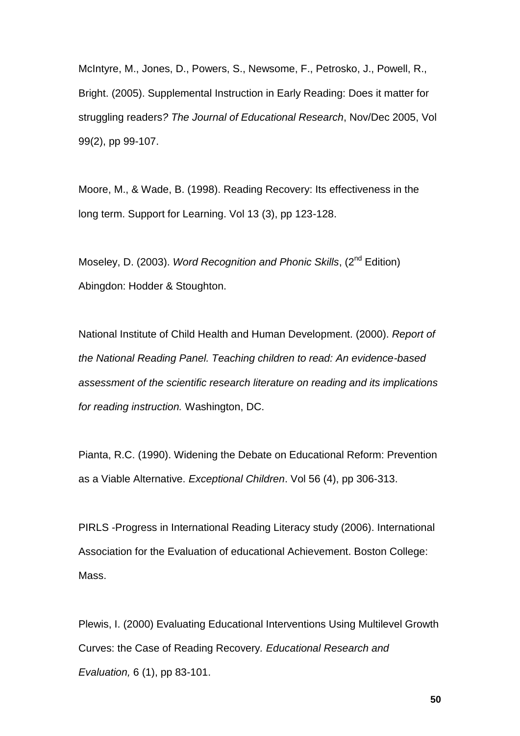McIntyre, M., Jones, D., Powers, S., Newsome, F., Petrosko, J., Powell, R., Bright. (2005). Supplemental Instruction in Early Reading: Does it matter for struggling readers*? The Journal of Educational Research*, Nov/Dec 2005, Vol 99(2), pp 99-107.

Moore, M., & Wade, B. (1998). Reading Recovery: Its effectiveness in the long term. Support for Learning. Vol 13 (3), pp 123-128.

Moseley, D. (2003). *Word Recognition and Phonic Skills*, (2nd Edition) Abingdon: Hodder & Stoughton.

National Institute of Child Health and Human Development. (2000). *Report of the National Reading Panel. Teaching children to read: An evidence-based assessment of the scientific research literature on reading and its implications for reading instruction.* Washington, DC.

Pianta, R.C. (1990). Widening the Debate on Educational Reform: Prevention as a Viable Alternative. *Exceptional Children*. Vol 56 (4), pp 306-313.

PIRLS -Progress in International Reading Literacy study (2006). International Association for the Evaluation of educational Achievement. Boston College: Mass.

Plewis, I. (2000) Evaluating Educational Interventions Using Multilevel Growth Curves: the Case of Reading Recovery*. Educational Research and Evaluation,* 6 (1), pp 83-101.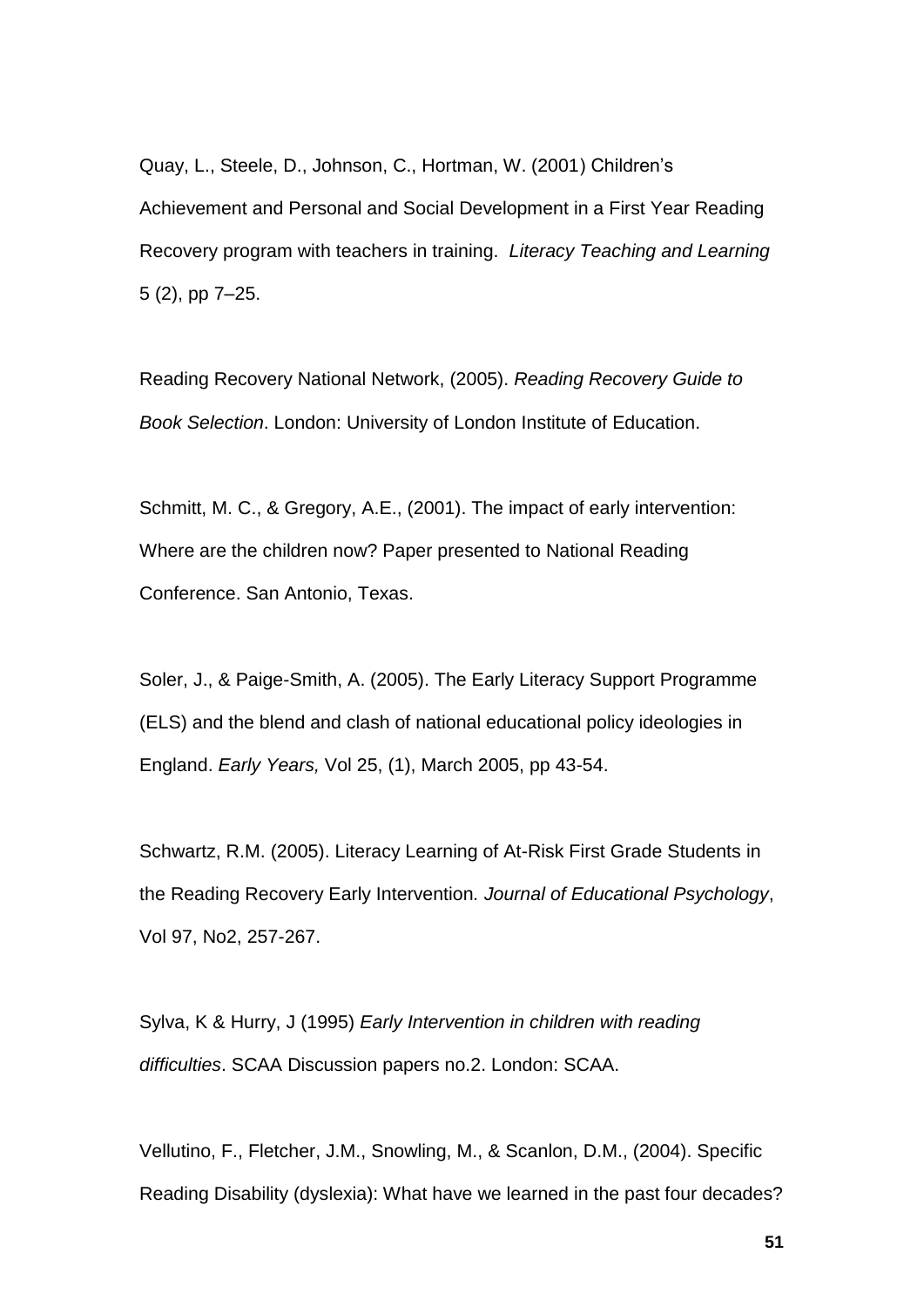Quay, L., Steele, D., Johnson, C., Hortman, W. (2001) Children's Achievement and Personal and Social Development in a First Year Reading Recovery program with teachers in training. *Literacy Teaching and Learning* 5 (2), pp 7–25.

Reading Recovery National Network, (2005). *Reading Recovery Guide to Book Selection*. London: University of London Institute of Education.

Schmitt, M. C., & Gregory, A.E., (2001). The impact of early intervention: Where are the children now? Paper presented to National Reading Conference. San Antonio, Texas.

Soler, J., & Paige-Smith, A. (2005). The Early Literacy Support Programme (ELS) and the blend and clash of national educational policy ideologies in England. *Early Years,* Vol 25, (1), March 2005, pp 43-54.

Schwartz, R.M. (2005). Literacy Learning of At-Risk First Grade Students in the Reading Recovery Early Intervention*. Journal of Educational Psychology*, Vol 97, No2, 257-267.

Sylva, K & Hurry, J (1995) *Early Intervention in children with reading difficulties*. SCAA Discussion papers no.2. London: SCAA.

Vellutino, F., Fletcher, J.M., Snowling, M., & Scanlon, D.M., (2004). Specific Reading Disability (dyslexia): What have we learned in the past four decades?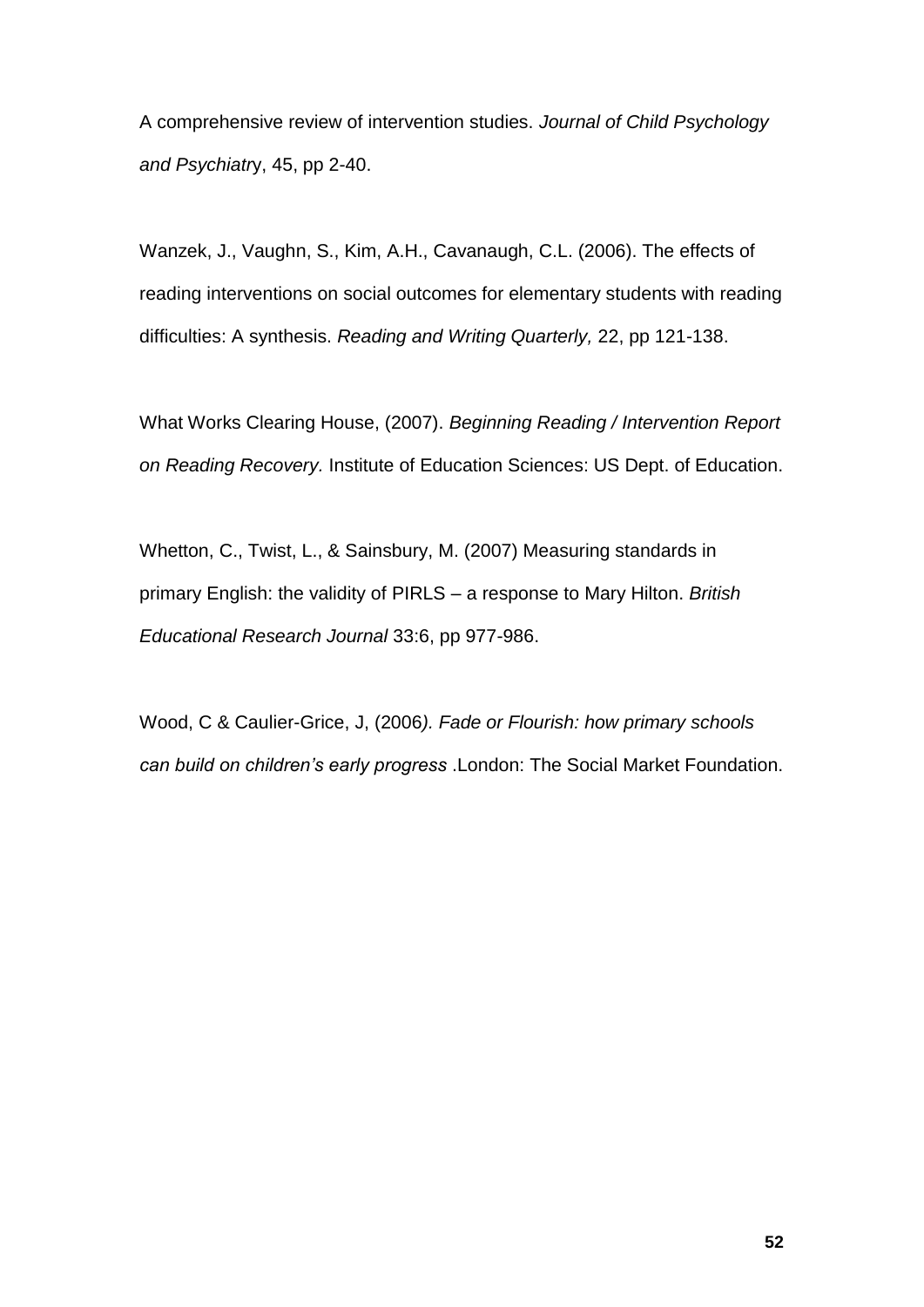A comprehensive review of intervention studies. *Journal of Child Psychology and Psychiatr*y, 45, pp 2-40.

Wanzek, J., Vaughn, S., Kim, A.H., Cavanaugh, C.L. (2006). The effects of reading interventions on social outcomes for elementary students with reading difficulties: A synthesis. *Reading and Writing Quarterly,* 22, pp 121-138.

What Works Clearing House, (2007). *Beginning Reading / Intervention Report on Reading Recovery.* Institute of Education Sciences: US Dept. of Education.

Whetton, C., Twist, L., & Sainsbury, M. (2007) Measuring standards in primary English: the validity of PIRLS – a response to Mary Hilton. *British Educational Research Journal* 33:6, pp 977-986.

Wood, C & Caulier-Grice, J, (2006*). Fade or Flourish: how primary schools can build on children's early progress* .London: The Social Market Foundation.